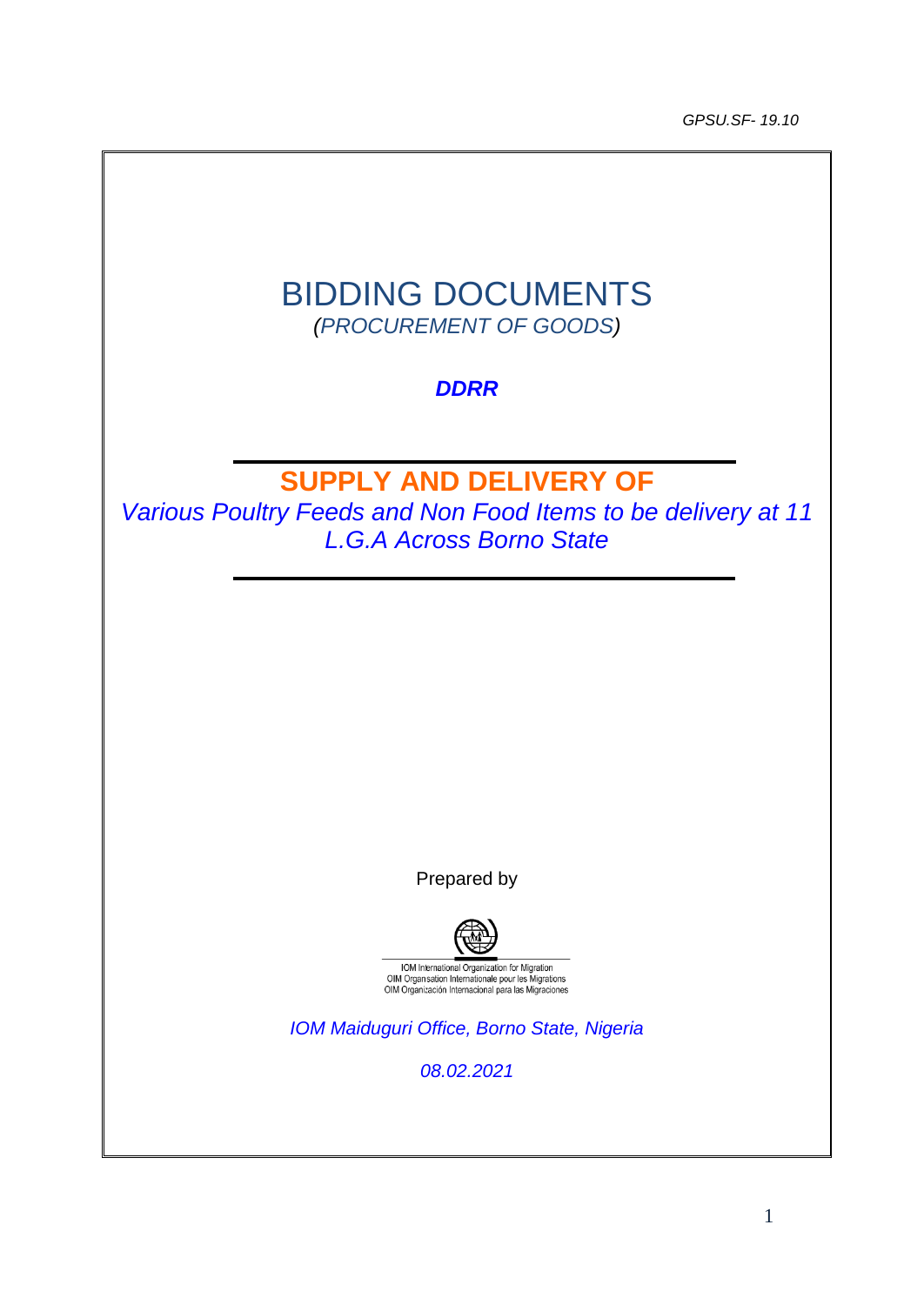*GPSU.SF- 19.10*

# BIDDING DOCUMENTS

*(PROCUREMENT OF GOODS)*

***DDRR***

## SUPPLY AND DELIVERY OF

*Various Poultry Feeds and Non Food Items to be delivery at 11 L.G.A Across Borno State*

Prepared by

IOM International Organization for Migration
OIM Organisation Internationale pour les Migrations
OIM Organización Internacional para las Migraciones

*IOM Maiduguri Office, Borno State, Nigeria*

*08.02.2021*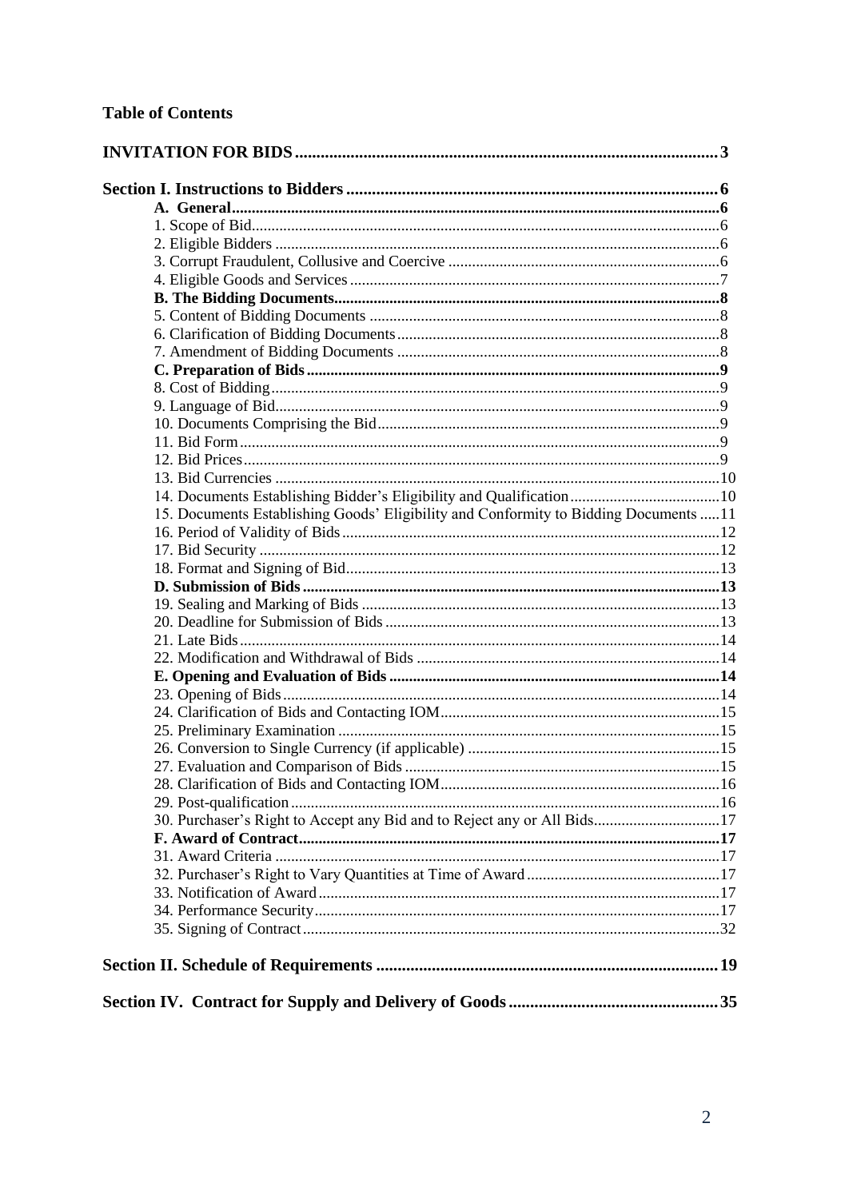**Table of Contents**

| | |
|---|---|
| **INVITATION FOR BIDS** | **3** |
| **Section I. Instructions to Bidders** | **6** |
| **A. General** | **6** |
| 1. Scope of Bid | 6 |
| 2. Eligible Bidders | 6 |
| 3. Corrupt Fraudulent, Collusive and Coercive | 6 |
| 4. Eligible Goods and Services | 7 |
| **B. The Bidding Documents** | **8** |
| 5. Content of Bidding Documents | 8 |
| 6. Clarification of Bidding Documents | 8 |
| 7. Amendment of Bidding Documents | 8 |
| **C. Preparation of Bids** | **9** |
| 8. Cost of Bidding | 9 |
| 9. Language of Bid | 9 |
| 10. Documents Comprising the Bid | 9 |
| 11. Bid Form | 9 |
| 12. Bid Prices | 9 |
| 13. Bid Currencies | 10 |
| 14. Documents Establishing Bidder's Eligibility and Qualification | 10 |
| 15. Documents Establishing Goods' Eligibility and Conformity to Bidding Documents | 11 |
| 16. Period of Validity of Bids | 12 |
| 17. Bid Security | 12 |
| 18. Format and Signing of Bid | 13 |
| **D. Submission of Bids** | **13** |
| 19. Sealing and Marking of Bids | 13 |
| 20. Deadline for Submission of Bids | 13 |
| 21. Late Bids | 14 |
| 22. Modification and Withdrawal of Bids | 14 |
| **E. Opening and Evaluation of Bids** | **14** |
| 23. Opening of Bids | 14 |
| 24. Clarification of Bids and Contacting IOM | 15 |
| 25. Preliminary Examination | 15 |
| 26. Conversion to Single Currency (if applicable) | 15 |
| 27. Evaluation and Comparison of Bids | 15 |
| 28. Clarification of Bids and Contacting IOM | 16 |
| 29. Post-qualification | 16 |
| 30. Purchaser's Right to Accept any Bid and to Reject any or All Bids | 17 |
| **F. Award of Contract** | **17** |
| 31. Award Criteria | 17 |
| 32. Purchaser's Right to Vary Quantities at Time of Award | 17 |
| 33. Notification of Award | 17 |
| 34. Performance Security | 17 |
| 35. Signing of Contract | 32 |
| **Section II. Schedule of Requirements** | **19** |
| **Section IV. Contract for Supply and Delivery of Goods** | **35** |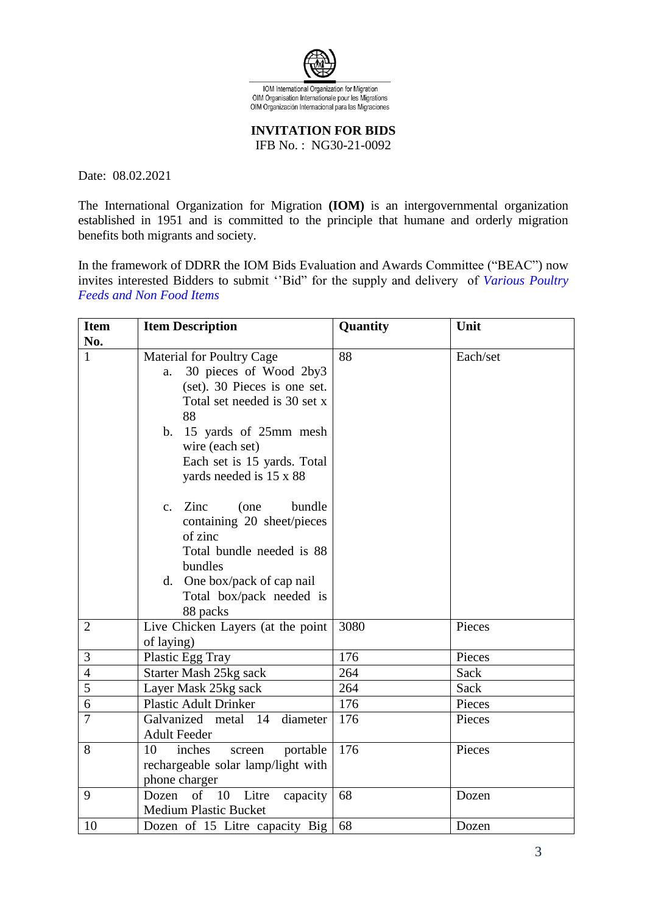IOM International Organization for Migration
OIM Organisation Internationale pour les Migrations
OIM Organización Internacional para las Migraciones

**INVITATION FOR BIDS**
IFB No. : NG30-21-0092

Date: 08.02.2021

The International Organization for Migration **(IOM)** is an intergovernmental organization established in 1951 and is committed to the principle that humane and orderly migration benefits both migrants and society.

In the framework of DDRR the IOM Bids Evaluation and Awards Committee ("BEAC") now invites interested Bidders to submit ''Bid" for the supply and delivery of *Various Poultry Feeds and Non Food Items*

| Item No. | Item Description | Quantity | Unit |
|---|---|---|---|
| 1 | Material for Poultry Cage<br>a. 30 pieces of Wood 2by3 (set). 30 Pieces is one set. Total set needed is 30 set x 88<br>b. 15 yards of 25mm mesh wire (each set) Each set is 15 yards. Total yards needed is 15 x 88<br>c. Zinc (one bundle containing 20 sheet/pieces of zinc Total bundle needed is 88 bundles<br>d. One box/pack of cap nail Total box/pack needed is 88 packs | 88 | Each/set |
| 2 | Live Chicken Layers (at the point of laying) | 3080 | Pieces |
| 3 | Plastic Egg Tray | 176 | Pieces |
| 4 | Starter Mash 25kg sack | 264 | Sack |
| 5 | Layer Mask 25kg sack | 264 | Sack |
| 6 | Plastic Adult Drinker | 176 | Pieces |
| 7 | Galvanized metal 14 diameter Adult Feeder | 176 | Pieces |
| 8 | 10 inches screen portable rechargeable solar lamp/light with phone charger | 176 | Pieces |
| 9 | Dozen of 10 Litre capacity Medium Plastic Bucket | 68 | Dozen |
| 10 | Dozen of 15 Litre capacity Big | 68 | Dozen |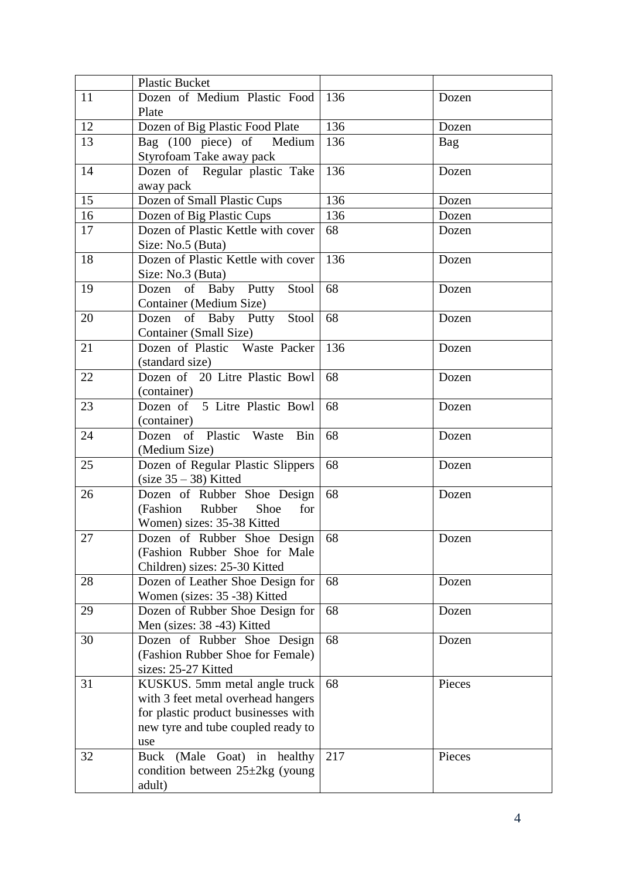|  |  |  |  |
|---|---|---|---|
|  | Plastic Bucket |  |  |
| 11 | Dozen of Medium Plastic Food Plate | 136 | Dozen |
| 12 | Dozen of Big Plastic Food Plate | 136 | Dozen |
| 13 | Bag (100 piece) of Medium Styrofoam Take away pack | 136 | Bag |
| 14 | Dozen of Regular plastic Take away pack | 136 | Dozen |
| 15 | Dozen of Small Plastic Cups | 136 | Dozen |
| 16 | Dozen of Big Plastic Cups | 136 | Dozen |
| 17 | Dozen of Plastic Kettle with cover Size: No.5 (Buta) | 68 | Dozen |
| 18 | Dozen of Plastic Kettle with cover Size: No.3 (Buta) | 136 | Dozen |
| 19 | Dozen of Baby Putty Stool Container (Medium Size) | 68 | Dozen |
| 20 | Dozen of Baby Putty Stool Container (Small Size) | 68 | Dozen |
| 21 | Dozen of Plastic Waste Packer (standard size) | 136 | Dozen |
| 22 | Dozen of 20 Litre Plastic Bowl (container) | 68 | Dozen |
| 23 | Dozen of 5 Litre Plastic Bowl (container) | 68 | Dozen |
| 24 | Dozen of Plastic Waste Bin (Medium Size) | 68 | Dozen |
| 25 | Dozen of Regular Plastic Slippers (size 35 – 38) Kitted | 68 | Dozen |
| 26 | Dozen of Rubber Shoe Design (Fashion Rubber Shoe for Women) sizes: 35-38 Kitted | 68 | Dozen |
| 27 | Dozen of Rubber Shoe Design (Fashion Rubber Shoe for Male Children) sizes: 25-30 Kitted | 68 | Dozen |
| 28 | Dozen of Leather Shoe Design for Women (sizes: 35 -38) Kitted | 68 | Dozen |
| 29 | Dozen of Rubber Shoe Design for Men (sizes: 38 -43) Kitted | 68 | Dozen |
| 30 | Dozen of Rubber Shoe Design (Fashion Rubber Shoe for Female) sizes: 25-27 Kitted | 68 | Dozen |
| 31 | KUSKUS. 5mm metal angle truck with 3 feet metal overhead hangers for plastic product businesses with new tyre and tube coupled ready to use | 68 | Pieces |
| 32 | Buck (Male Goat) in healthy condition between 25±2kg (young adult) | 217 | Pieces |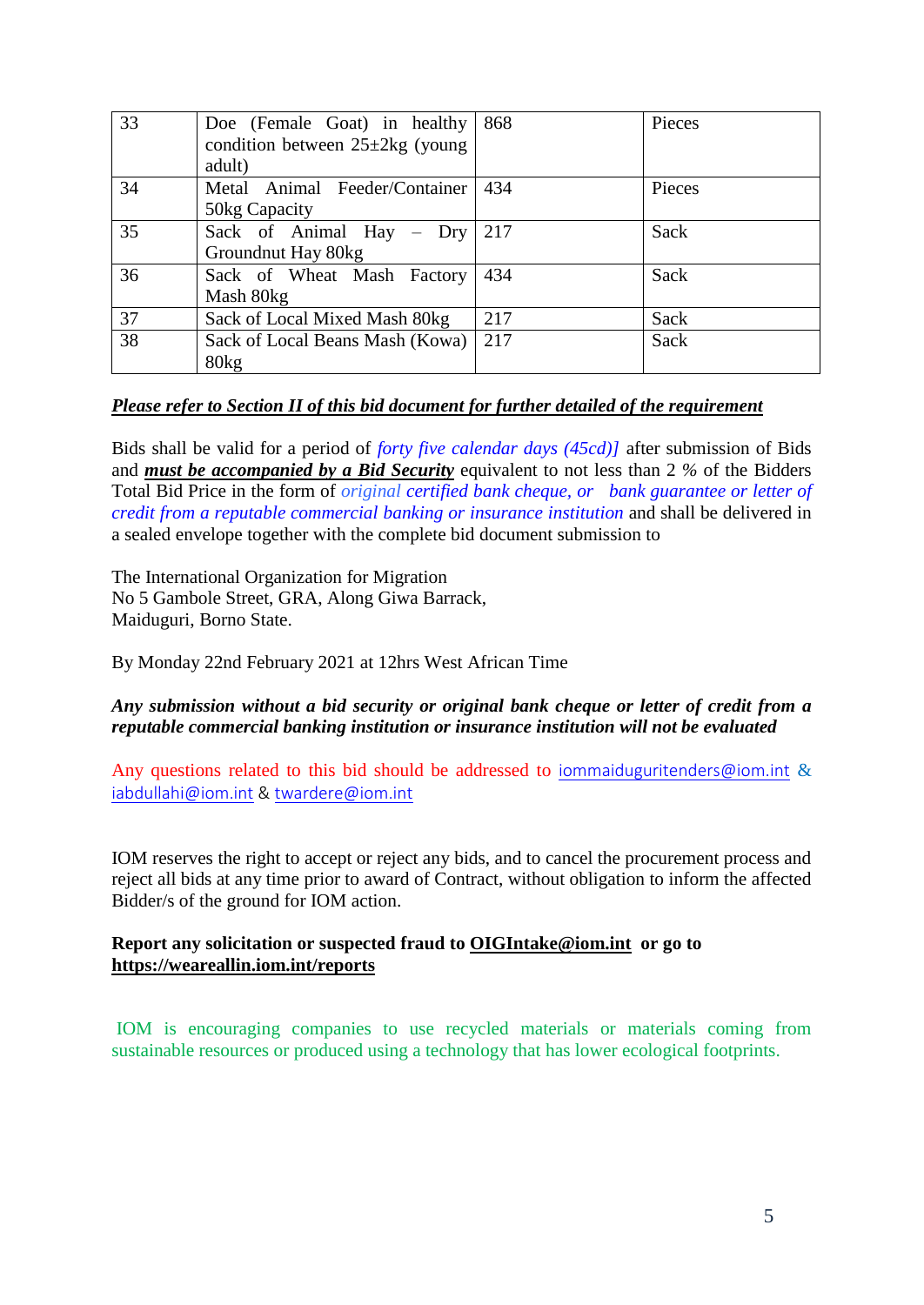| 33 | Doe (Female Goat) in healthy condition between 25±2kg (young adult) | 868 | Pieces |
|---|---|---|---|
| 34 | Metal Animal Feeder/Container 50kg Capacity | 434 | Pieces |
| 35 | Sack of Animal Hay – Dry Groundnut Hay 80kg | 217 | Sack |
| 36 | Sack of Wheat Mash Factory Mash 80kg | 434 | Sack |
| 37 | Sack of Local Mixed Mash 80kg | 217 | Sack |
| 38 | Sack of Local Beans Mash (Kowa) 80kg | 217 | Sack |

***Please refer to Section II of this bid document for further detailed of the requirement***

Bids shall be valid for a period of *forty five calendar days (45cd)]* after submission of Bids and ***must be accompanied by a Bid Security*** equivalent to not less than 2 *%* of the Bidders Total Bid Price in the form of *original certified bank cheque, or bank guarantee or letter of credit from a reputable commercial banking or insurance institution* and shall be delivered in a sealed envelope together with the complete bid document submission to

The International Organization for Migration
No 5 Gambole Street, GRA, Along Giwa Barrack,
Maiduguri, Borno State.

By Monday 22nd February 2021 at 12hrs West African Time

***Any submission without a bid security or original bank cheque or letter of credit from a reputable commercial banking institution or insurance institution will not be evaluated***

Any questions related to this bid should be addressed to iommaiduguritenders@iom.int & iabdullahi@iom.int & twardere@iom.int

IOM reserves the right to accept or reject any bids, and to cancel the procurement process and reject all bids at any time prior to award of Contract, without obligation to inform the affected Bidder/s of the ground for IOM action.

**Report any solicitation or suspected fraud to OIGIntake@iom.int or go to https://weareallin.iom.int/reports**

IOM is encouraging companies to use recycled materials or materials coming from sustainable resources or produced using a technology that has lower ecological footprints.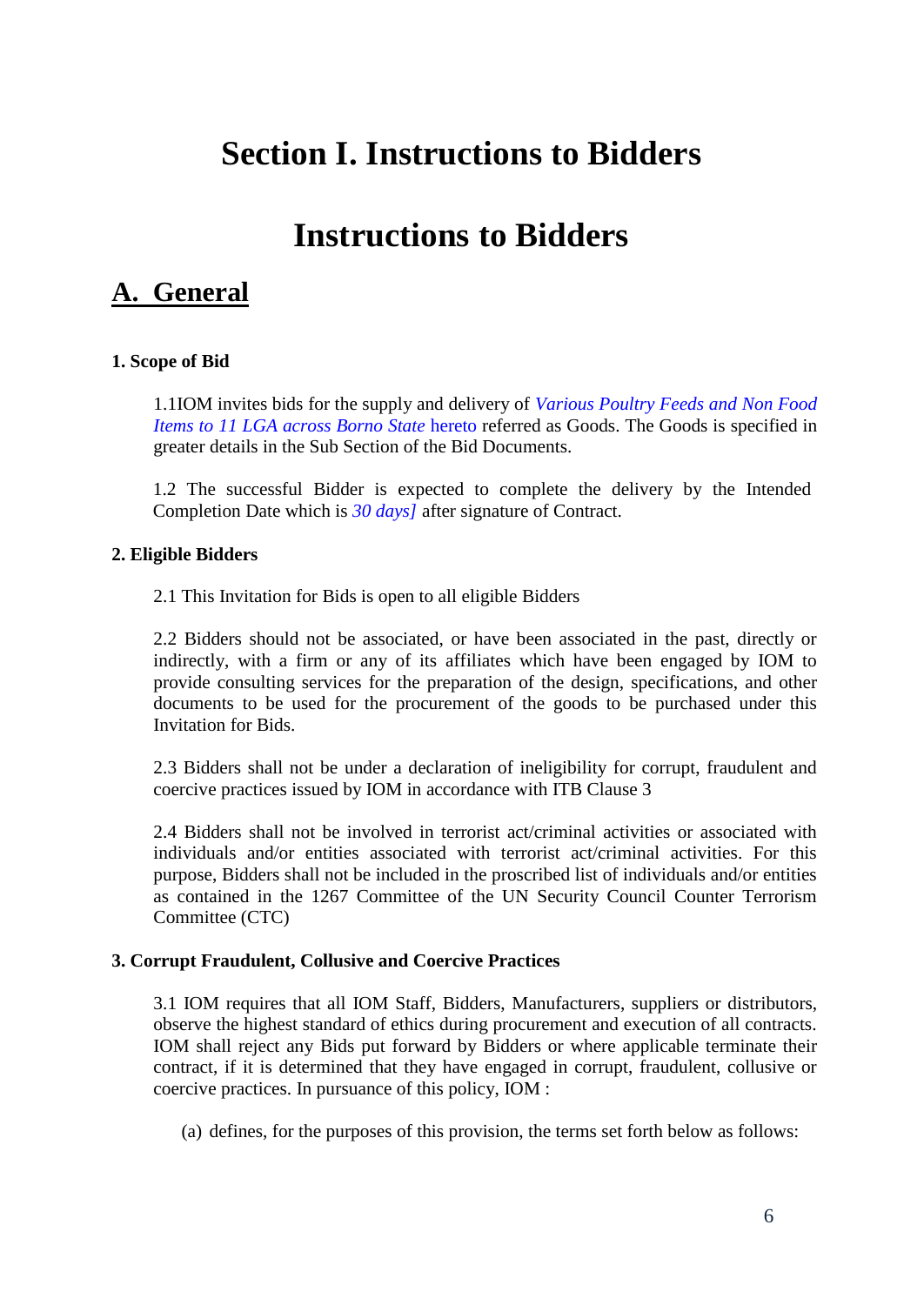# Section I. Instructions to Bidders

# Instructions to Bidders

## A. General

**1. Scope of Bid**

1.1IOM invites bids for the supply and delivery of *Various Poultry Feeds and Non Food Items to 11 LGA across Borno State* hereto referred as Goods. The Goods is specified in greater details in the Sub Section of the Bid Documents.

1.2 The successful Bidder is expected to complete the delivery by the Intended Completion Date which is *30 days]* after signature of Contract.

**2. Eligible Bidders**

2.1 This Invitation for Bids is open to all eligible Bidders

2.2 Bidders should not be associated, or have been associated in the past, directly or indirectly, with a firm or any of its affiliates which have been engaged by IOM to provide consulting services for the preparation of the design, specifications, and other documents to be used for the procurement of the goods to be purchased under this Invitation for Bids.

2.3 Bidders shall not be under a declaration of ineligibility for corrupt, fraudulent and coercive practices issued by IOM in accordance with ITB Clause 3

2.4 Bidders shall not be involved in terrorist act/criminal activities or associated with individuals and/or entities associated with terrorist act/criminal activities. For this purpose, Bidders shall not be included in the proscribed list of individuals and/or entities as contained in the 1267 Committee of the UN Security Council Counter Terrorism Committee (CTC)

**3. Corrupt Fraudulent, Collusive and Coercive Practices**

3.1 IOM requires that all IOM Staff, Bidders, Manufacturers, suppliers or distributors, observe the highest standard of ethics during procurement and execution of all contracts. IOM shall reject any Bids put forward by Bidders or where applicable terminate their contract, if it is determined that they have engaged in corrupt, fraudulent, collusive or coercive practices. In pursuance of this policy, IOM :

(a) defines, for the purposes of this provision, the terms set forth below as follows: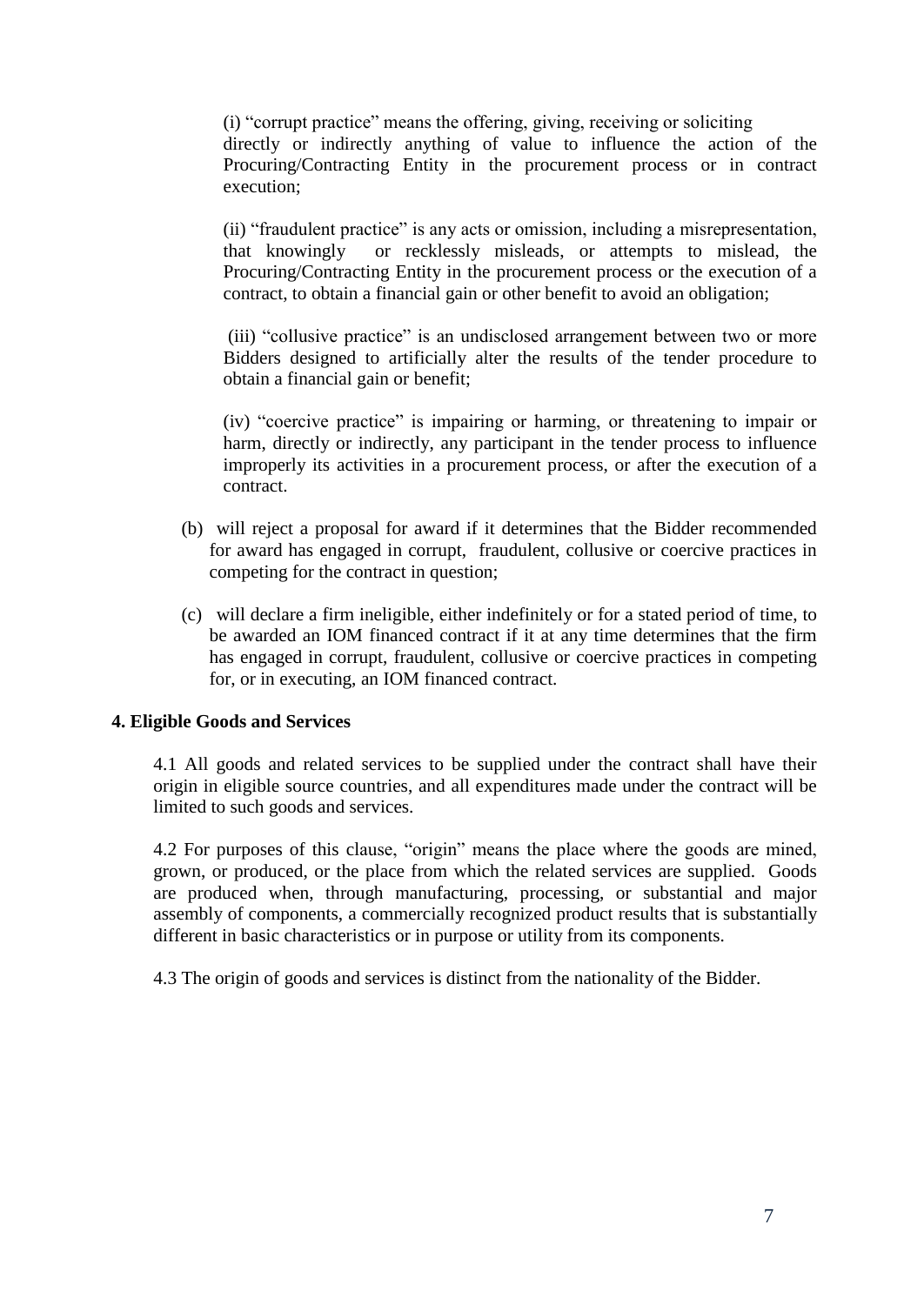(i) "corrupt practice" means the offering, giving, receiving or soliciting directly or indirectly anything of value to influence the action of the Procuring/Contracting Entity in the procurement process or in contract execution;

(ii) "fraudulent practice" is any acts or omission, including a misrepresentation, that knowingly or recklessly misleads, or attempts to mislead, the Procuring/Contracting Entity in the procurement process or the execution of a contract, to obtain a financial gain or other benefit to avoid an obligation;

(iii) "collusive practice" is an undisclosed arrangement between two or more Bidders designed to artificially alter the results of the tender procedure to obtain a financial gain or benefit;

(iv) "coercive practice" is impairing or harming, or threatening to impair or harm, directly or indirectly, any participant in the tender process to influence improperly its activities in a procurement process, or after the execution of a contract.

(b) will reject a proposal for award if it determines that the Bidder recommended for award has engaged in corrupt, fraudulent, collusive or coercive practices in competing for the contract in question;

(c) will declare a firm ineligible, either indefinitely or for a stated period of time, to be awarded an IOM financed contract if it at any time determines that the firm has engaged in corrupt, fraudulent, collusive or coercive practices in competing for, or in executing, an IOM financed contract.

**4. Eligible Goods and Services**

4.1 All goods and related services to be supplied under the contract shall have their origin in eligible source countries, and all expenditures made under the contract will be limited to such goods and services.

4.2 For purposes of this clause, "origin" means the place where the goods are mined, grown, or produced, or the place from which the related services are supplied. Goods are produced when, through manufacturing, processing, or substantial and major assembly of components, a commercially recognized product results that is substantially different in basic characteristics or in purpose or utility from its components.

4.3 The origin of goods and services is distinct from the nationality of the Bidder.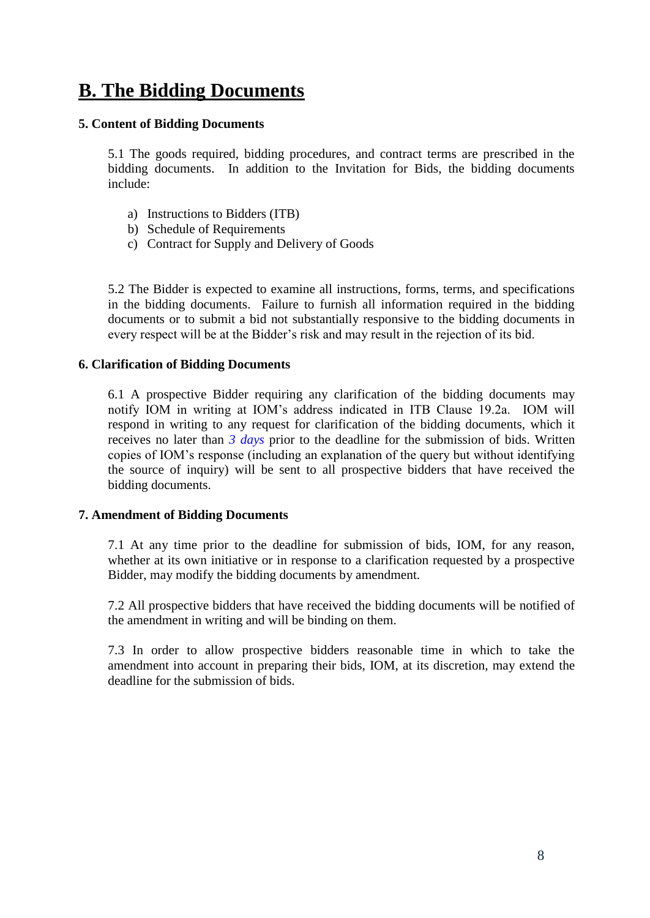# B. The Bidding Documents

### 5. Content of Bidding Documents

5.1 The goods required, bidding procedures, and contract terms are prescribed in the bidding documents. In addition to the Invitation for Bids, the bidding documents include:

a) Instructions to Bidders (ITB)
b) Schedule of Requirements
c) Contract for Supply and Delivery of Goods

5.2 The Bidder is expected to examine all instructions, forms, terms, and specifications in the bidding documents. Failure to furnish all information required in the bidding documents or to submit a bid not substantially responsive to the bidding documents in every respect will be at the Bidder's risk and may result in the rejection of its bid.

### 6. Clarification of Bidding Documents

6.1 A prospective Bidder requiring any clarification of the bidding documents may notify IOM in writing at IOM's address indicated in ITB Clause 19.2a. IOM will respond in writing to any request for clarification of the bidding documents, which it receives no later than *3 days* prior to the deadline for the submission of bids. Written copies of IOM's response (including an explanation of the query but without identifying the source of inquiry) will be sent to all prospective bidders that have received the bidding documents.

### 7. Amendment of Bidding Documents

7.1 At any time prior to the deadline for submission of bids, IOM, for any reason, whether at its own initiative or in response to a clarification requested by a prospective Bidder, may modify the bidding documents by amendment.

7.2 All prospective bidders that have received the bidding documents will be notified of the amendment in writing and will be binding on them.

7.3 In order to allow prospective bidders reasonable time in which to take the amendment into account in preparing their bids, IOM, at its discretion, may extend the deadline for the submission of bids.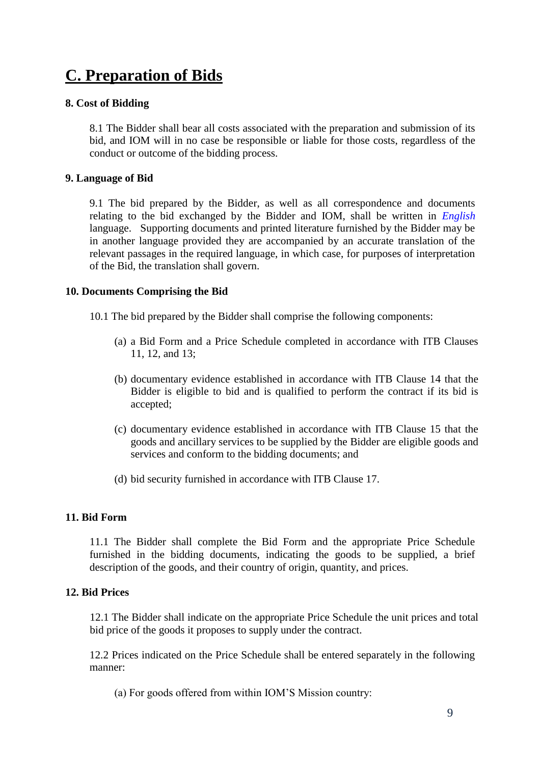# C. Preparation of Bids

### 8. Cost of Bidding

8.1 The Bidder shall bear all costs associated with the preparation and submission of its bid, and IOM will in no case be responsible or liable for those costs, regardless of the conduct or outcome of the bidding process.

### 9. Language of Bid

9.1 The bid prepared by the Bidder, as well as all correspondence and documents relating to the bid exchanged by the Bidder and IOM, shall be written in *English* language. Supporting documents and printed literature furnished by the Bidder may be in another language provided they are accompanied by an accurate translation of the relevant passages in the required language, in which case, for purposes of interpretation of the Bid, the translation shall govern.

### 10. Documents Comprising the Bid

10.1 The bid prepared by the Bidder shall comprise the following components:

(a) a Bid Form and a Price Schedule completed in accordance with ITB Clauses 11, 12, and 13;

(b) documentary evidence established in accordance with ITB Clause 14 that the Bidder is eligible to bid and is qualified to perform the contract if its bid is accepted;

(c) documentary evidence established in accordance with ITB Clause 15 that the goods and ancillary services to be supplied by the Bidder are eligible goods and services and conform to the bidding documents; and

(d) bid security furnished in accordance with ITB Clause 17.

### 11. Bid Form

11.1 The Bidder shall complete the Bid Form and the appropriate Price Schedule furnished in the bidding documents, indicating the goods to be supplied, a brief description of the goods, and their country of origin, quantity, and prices.

### 12. Bid Prices

12.1 The Bidder shall indicate on the appropriate Price Schedule the unit prices and total bid price of the goods it proposes to supply under the contract.

12.2 Prices indicated on the Price Schedule shall be entered separately in the following manner:

(a) For goods offered from within IOM'S Mission country: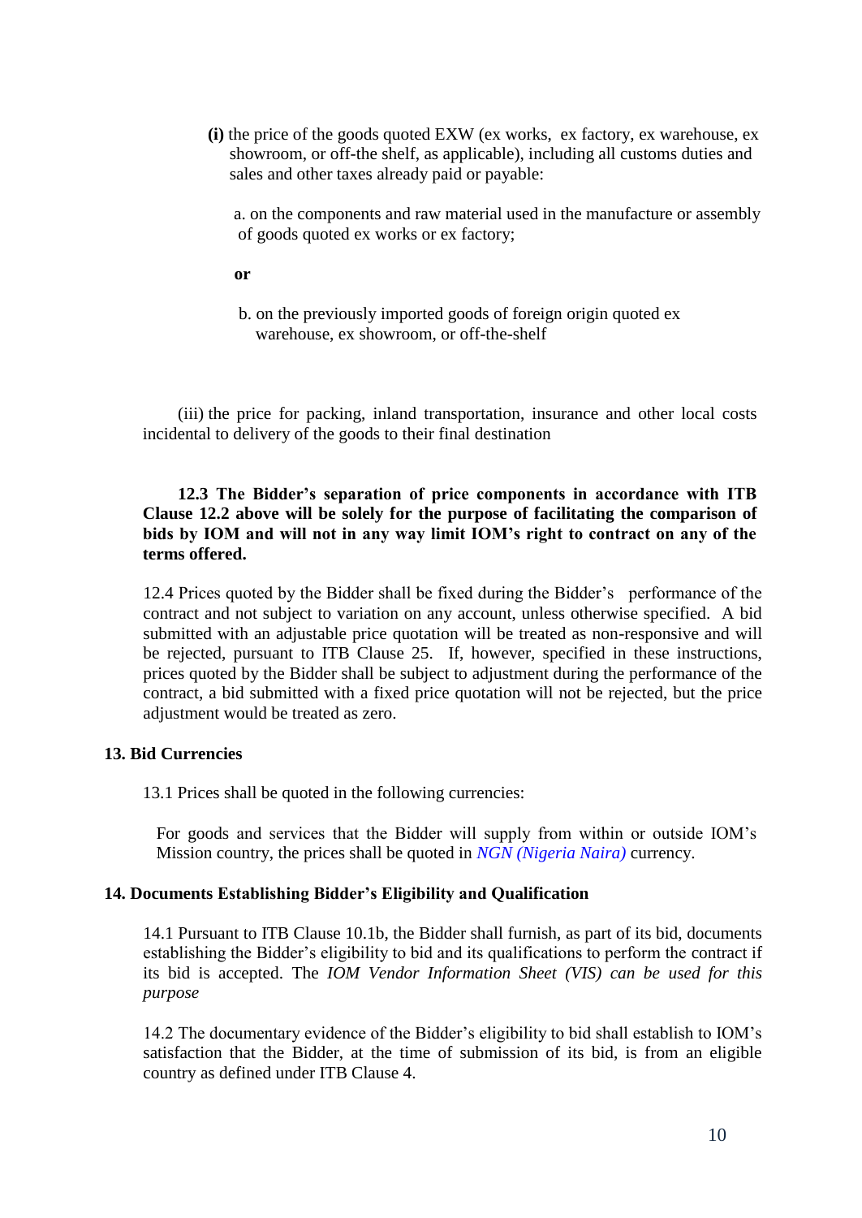**(i)** the price of the goods quoted EXW (ex works, ex factory, ex warehouse, ex showroom, or off-the shelf, as applicable), including all customs duties and sales and other taxes already paid or payable:

a. on the components and raw material used in the manufacture or assembly of goods quoted ex works or ex factory;

**or**

b. on the previously imported goods of foreign origin quoted ex warehouse, ex showroom, or off-the-shelf

(iii) the price for packing, inland transportation, insurance and other local costs incidental to delivery of the goods to their final destination

**12.3 The Bidder's separation of price components in accordance with ITB Clause 12.2 above will be solely for the purpose of facilitating the comparison of bids by IOM and will not in any way limit IOM's right to contract on any of the terms offered.**

12.4 Prices quoted by the Bidder shall be fixed during the Bidder's performance of the contract and not subject to variation on any account, unless otherwise specified. A bid submitted with an adjustable price quotation will be treated as non-responsive and will be rejected, pursuant to ITB Clause 25. If, however, specified in these instructions, prices quoted by the Bidder shall be subject to adjustment during the performance of the contract, a bid submitted with a fixed price quotation will not be rejected, but the price adjustment would be treated as zero.

## 13. Bid Currencies

13.1 Prices shall be quoted in the following currencies:

For goods and services that the Bidder will supply from within or outside IOM's Mission country, the prices shall be quoted in *NGN (Nigeria Naira)* currency.

## 14. Documents Establishing Bidder's Eligibility and Qualification

14.1 Pursuant to ITB Clause 10.1b, the Bidder shall furnish, as part of its bid, documents establishing the Bidder's eligibility to bid and its qualifications to perform the contract if its bid is accepted. The *IOM Vendor Information Sheet (VIS) can be used for this purpose*

14.2 The documentary evidence of the Bidder's eligibility to bid shall establish to IOM's satisfaction that the Bidder, at the time of submission of its bid, is from an eligible country as defined under ITB Clause 4.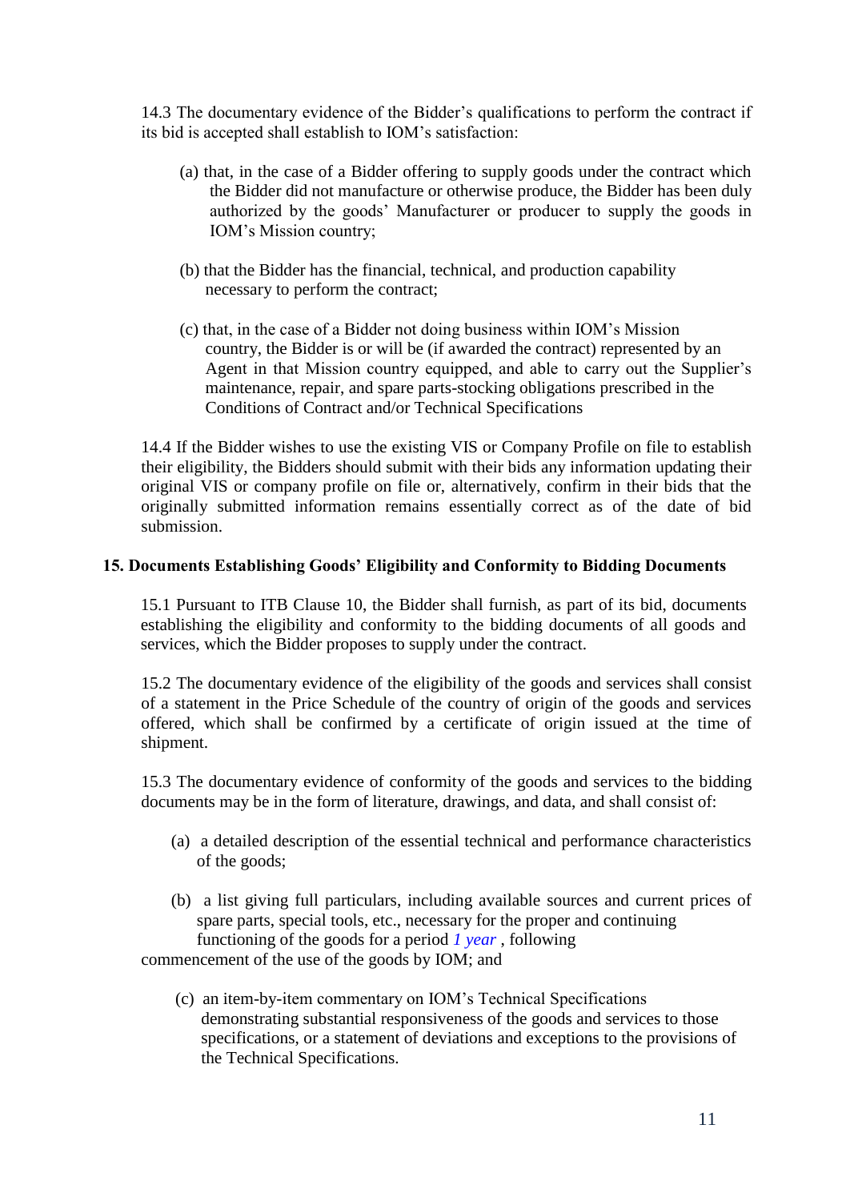14.3 The documentary evidence of the Bidder's qualifications to perform the contract if its bid is accepted shall establish to IOM's satisfaction:

(a) that, in the case of a Bidder offering to supply goods under the contract which the Bidder did not manufacture or otherwise produce, the Bidder has been duly authorized by the goods' Manufacturer or producer to supply the goods in IOM's Mission country;

(b) that the Bidder has the financial, technical, and production capability necessary to perform the contract;

(c) that, in the case of a Bidder not doing business within IOM's Mission country, the Bidder is or will be (if awarded the contract) represented by an Agent in that Mission country equipped, and able to carry out the Supplier's maintenance, repair, and spare parts-stocking obligations prescribed in the Conditions of Contract and/or Technical Specifications

14.4 If the Bidder wishes to use the existing VIS or Company Profile on file to establish their eligibility, the Bidders should submit with their bids any information updating their original VIS or company profile on file or, alternatively, confirm in their bids that the originally submitted information remains essentially correct as of the date of bid submission.

**15. Documents Establishing Goods' Eligibility and Conformity to Bidding Documents**

15.1 Pursuant to ITB Clause 10, the Bidder shall furnish, as part of its bid, documents establishing the eligibility and conformity to the bidding documents of all goods and services, which the Bidder proposes to supply under the contract.

15.2 The documentary evidence of the eligibility of the goods and services shall consist of a statement in the Price Schedule of the country of origin of the goods and services offered, which shall be confirmed by a certificate of origin issued at the time of shipment.

15.3 The documentary evidence of conformity of the goods and services to the bidding documents may be in the form of literature, drawings, and data, and shall consist of:

(a) a detailed description of the essential technical and performance characteristics of the goods;

(b) a list giving full particulars, including available sources and current prices of spare parts, special tools, etc., necessary for the proper and continuing functioning of the goods for a period *1 year* , following commencement of the use of the goods by IOM; and

(c) an item-by-item commentary on IOM's Technical Specifications demonstrating substantial responsiveness of the goods and services to those specifications, or a statement of deviations and exceptions to the provisions of the Technical Specifications.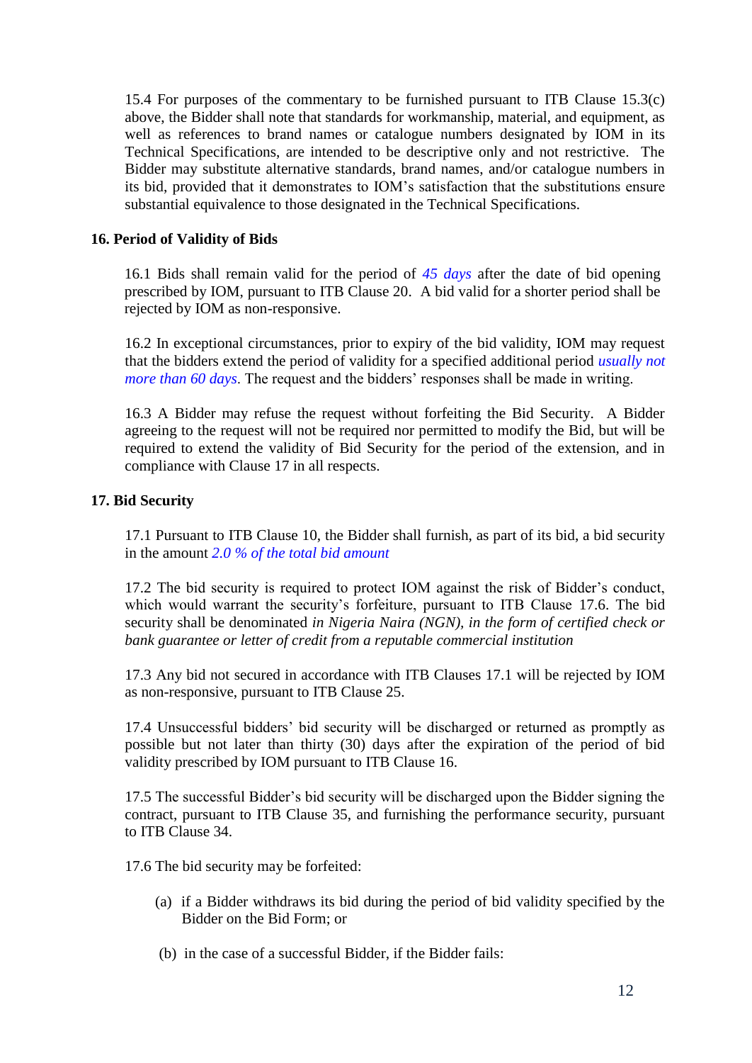15.4 For purposes of the commentary to be furnished pursuant to ITB Clause 15.3(c) above, the Bidder shall note that standards for workmanship, material, and equipment, as well as references to brand names or catalogue numbers designated by IOM in its Technical Specifications, are intended to be descriptive only and not restrictive. The Bidder may substitute alternative standards, brand names, and/or catalogue numbers in its bid, provided that it demonstrates to IOM's satisfaction that the substitutions ensure substantial equivalence to those designated in the Technical Specifications.

**16. Period of Validity of Bids**

16.1 Bids shall remain valid for the period of *45 days* after the date of bid opening prescribed by IOM, pursuant to ITB Clause 20. A bid valid for a shorter period shall be rejected by IOM as non-responsive.

16.2 In exceptional circumstances, prior to expiry of the bid validity, IOM may request that the bidders extend the period of validity for a specified additional period *usually not more than 60 days*. The request and the bidders' responses shall be made in writing.

16.3 A Bidder may refuse the request without forfeiting the Bid Security. A Bidder agreeing to the request will not be required nor permitted to modify the Bid, but will be required to extend the validity of Bid Security for the period of the extension, and in compliance with Clause 17 in all respects.

**17. Bid Security**

17.1 Pursuant to ITB Clause 10, the Bidder shall furnish, as part of its bid, a bid security in the amount *2.0 % of the total bid amount*

17.2 The bid security is required to protect IOM against the risk of Bidder's conduct, which would warrant the security's forfeiture, pursuant to ITB Clause 17.6. The bid security shall be denominated *in Nigeria Naira (NGN), in the form of certified check or bank guarantee or letter of credit from a reputable commercial institution*

17.3 Any bid not secured in accordance with ITB Clauses 17.1 will be rejected by IOM as non-responsive, pursuant to ITB Clause 25.

17.4 Unsuccessful bidders' bid security will be discharged or returned as promptly as possible but not later than thirty (30) days after the expiration of the period of bid validity prescribed by IOM pursuant to ITB Clause 16.

17.5 The successful Bidder's bid security will be discharged upon the Bidder signing the contract, pursuant to ITB Clause 35, and furnishing the performance security, pursuant to ITB Clause 34.

17.6 The bid security may be forfeited:

(a) if a Bidder withdraws its bid during the period of bid validity specified by the Bidder on the Bid Form; or

(b) in the case of a successful Bidder, if the Bidder fails: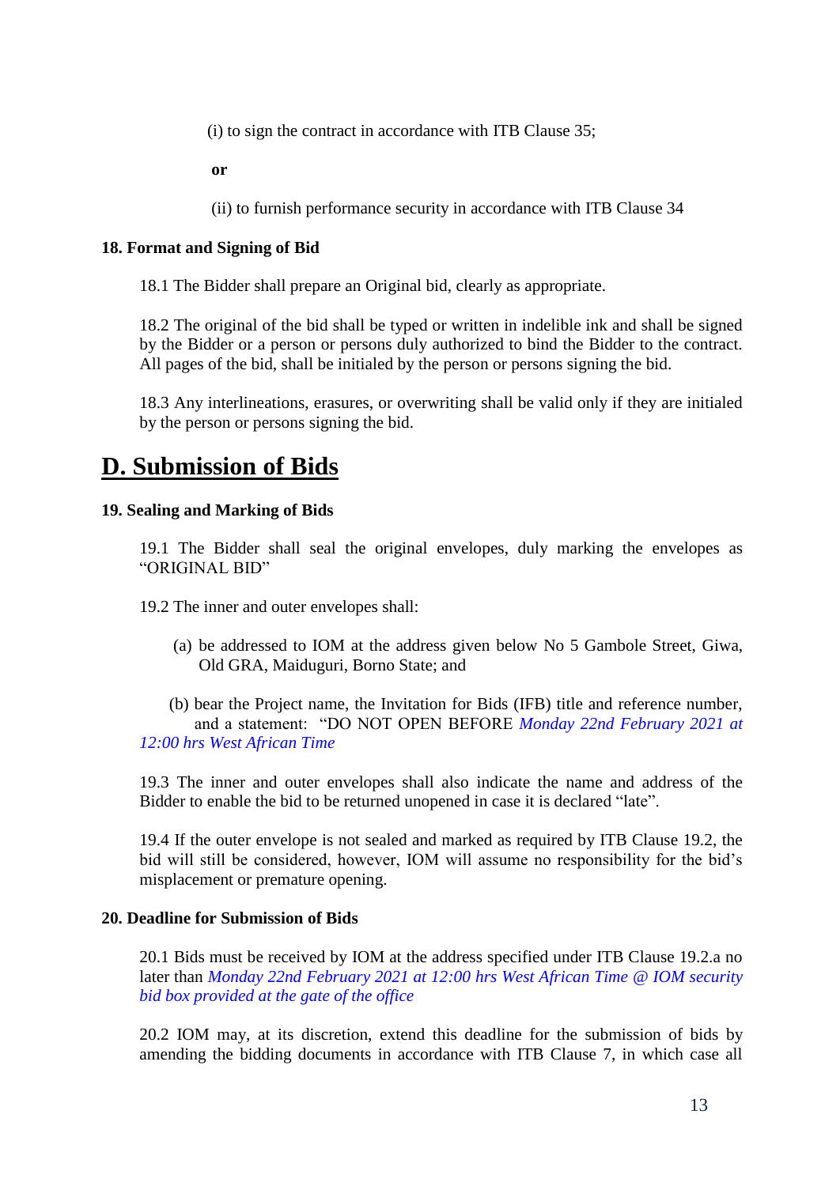(i) to sign the contract in accordance with ITB Clause 35;

**or**

(ii) to furnish performance security in accordance with ITB Clause 34

**18. Format and Signing of Bid**

18.1 The Bidder shall prepare an Original bid, clearly as appropriate.

18.2 The original of the bid shall be typed or written in indelible ink and shall be signed by the Bidder or a person or persons duly authorized to bind the Bidder to the contract. All pages of the bid, shall be initialed by the person or persons signing the bid.

18.3 Any interlineations, erasures, or overwriting shall be valid only if they are initialed by the person or persons signing the bid.

## D. Submission of Bids

**19. Sealing and Marking of Bids**

19.1 The Bidder shall seal the original envelopes, duly marking the envelopes as "ORIGINAL BID"

19.2 The inner and outer envelopes shall:

(a) be addressed to IOM at the address given below No 5 Gambole Street, Giwa, Old GRA, Maiduguri, Borno State; and

(b) bear the Project name, the Invitation for Bids (IFB) title and reference number, and a statement: "DO NOT OPEN BEFORE *Monday 22nd February 2021 at 12:00 hrs West African Time*

19.3 The inner and outer envelopes shall also indicate the name and address of the Bidder to enable the bid to be returned unopened in case it is declared "late".

19.4 If the outer envelope is not sealed and marked as required by ITB Clause 19.2, the bid will still be considered, however, IOM will assume no responsibility for the bid's misplacement or premature opening.

**20. Deadline for Submission of Bids**

20.1 Bids must be received by IOM at the address specified under ITB Clause 19.2.a no later than *Monday 22nd February 2021 at 12:00 hrs West African Time @ IOM security bid box provided at the gate of the office*

20.2 IOM may, at its discretion, extend this deadline for the submission of bids by amending the bidding documents in accordance with ITB Clause 7, in which case all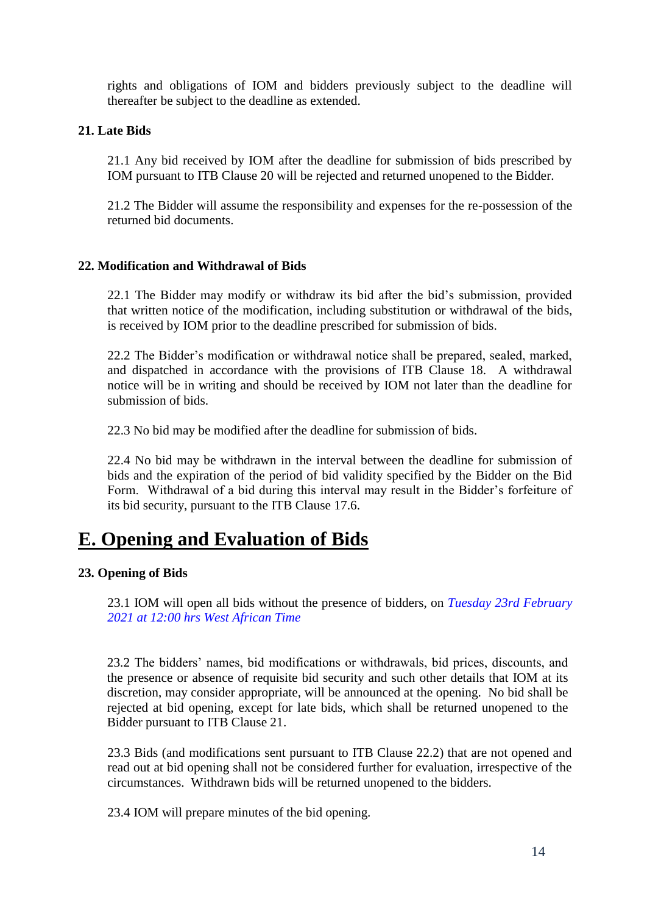rights and obligations of IOM and bidders previously subject to the deadline will thereafter be subject to the deadline as extended.

### 21. Late Bids

21.1 Any bid received by IOM after the deadline for submission of bids prescribed by IOM pursuant to ITB Clause 20 will be rejected and returned unopened to the Bidder.

21.2 The Bidder will assume the responsibility and expenses for the re-possession of the returned bid documents.

### 22. Modification and Withdrawal of Bids

22.1 The Bidder may modify or withdraw its bid after the bid's submission, provided that written notice of the modification, including substitution or withdrawal of the bids, is received by IOM prior to the deadline prescribed for submission of bids.

22.2 The Bidder's modification or withdrawal notice shall be prepared, sealed, marked, and dispatched in accordance with the provisions of ITB Clause 18. A withdrawal notice will be in writing and should be received by IOM not later than the deadline for submission of bids.

22.3 No bid may be modified after the deadline for submission of bids.

22.4 No bid may be withdrawn in the interval between the deadline for submission of bids and the expiration of the period of bid validity specified by the Bidder on the Bid Form. Withdrawal of a bid during this interval may result in the Bidder's forfeiture of its bid security, pursuant to the ITB Clause 17.6.

## E. Opening and Evaluation of Bids

### 23. Opening of Bids

23.1 IOM will open all bids without the presence of bidders, on *Tuesday 23rd February 2021 at 12:00 hrs West African Time*

23.2 The bidders' names, bid modifications or withdrawals, bid prices, discounts, and the presence or absence of requisite bid security and such other details that IOM at its discretion, may consider appropriate, will be announced at the opening. No bid shall be rejected at bid opening, except for late bids, which shall be returned unopened to the Bidder pursuant to ITB Clause 21.

23.3 Bids (and modifications sent pursuant to ITB Clause 22.2) that are not opened and read out at bid opening shall not be considered further for evaluation, irrespective of the circumstances. Withdrawn bids will be returned unopened to the bidders.

23.4 IOM will prepare minutes of the bid opening.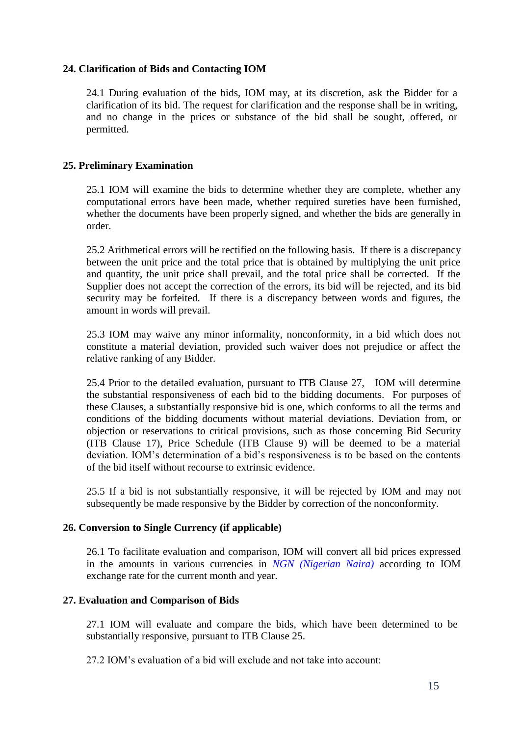### 24. Clarification of Bids and Contacting IOM

24.1 During evaluation of the bids, IOM may, at its discretion, ask the Bidder for a clarification of its bid. The request for clarification and the response shall be in writing, and no change in the prices or substance of the bid shall be sought, offered, or permitted.

### 25. Preliminary Examination

25.1 IOM will examine the bids to determine whether they are complete, whether any computational errors have been made, whether required sureties have been furnished, whether the documents have been properly signed, and whether the bids are generally in order.

25.2 Arithmetical errors will be rectified on the following basis. If there is a discrepancy between the unit price and the total price that is obtained by multiplying the unit price and quantity, the unit price shall prevail, and the total price shall be corrected. If the Supplier does not accept the correction of the errors, its bid will be rejected, and its bid security may be forfeited. If there is a discrepancy between words and figures, the amount in words will prevail.

25.3 IOM may waive any minor informality, nonconformity, in a bid which does not constitute a material deviation, provided such waiver does not prejudice or affect the relative ranking of any Bidder.

25.4 Prior to the detailed evaluation, pursuant to ITB Clause 27, IOM will determine the substantial responsiveness of each bid to the bidding documents. For purposes of these Clauses, a substantially responsive bid is one, which conforms to all the terms and conditions of the bidding documents without material deviations. Deviation from, or objection or reservations to critical provisions, such as those concerning Bid Security (ITB Clause 17), Price Schedule (ITB Clause 9) will be deemed to be a material deviation. IOM's determination of a bid's responsiveness is to be based on the contents of the bid itself without recourse to extrinsic evidence.

25.5 If a bid is not substantially responsive, it will be rejected by IOM and may not subsequently be made responsive by the Bidder by correction of the nonconformity.

### 26. Conversion to Single Currency (if applicable)

26.1 To facilitate evaluation and comparison, IOM will convert all bid prices expressed in the amounts in various currencies in *NGN (Nigerian Naira)* according to IOM exchange rate for the current month and year.

### 27. Evaluation and Comparison of Bids

27.1 IOM will evaluate and compare the bids, which have been determined to be substantially responsive, pursuant to ITB Clause 25.

27.2 IOM's evaluation of a bid will exclude and not take into account: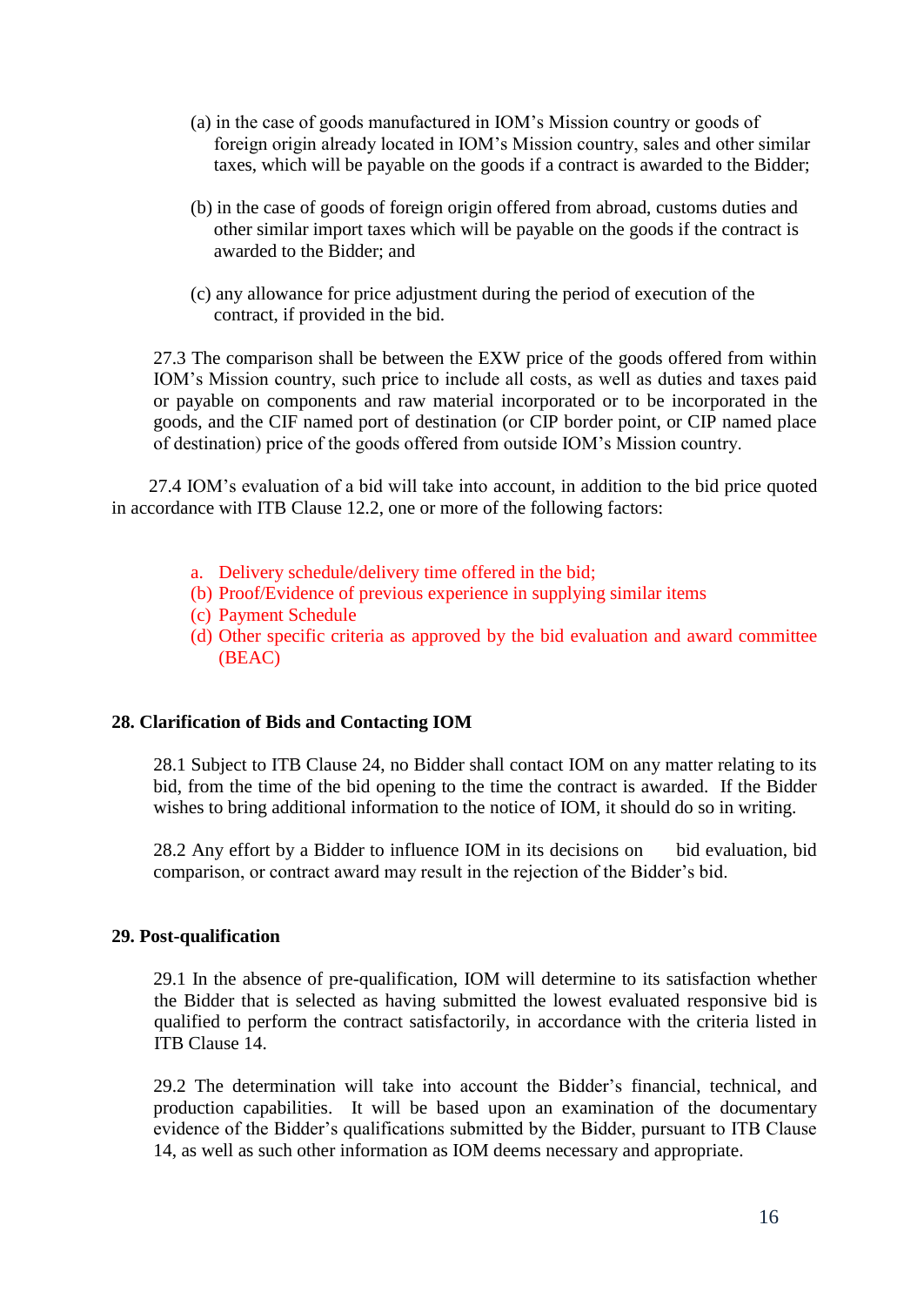(a) in the case of goods manufactured in IOM's Mission country or goods of foreign origin already located in IOM's Mission country, sales and other similar taxes, which will be payable on the goods if a contract is awarded to the Bidder;

(b) in the case of goods of foreign origin offered from abroad, customs duties and other similar import taxes which will be payable on the goods if the contract is awarded to the Bidder; and

(c) any allowance for price adjustment during the period of execution of the contract, if provided in the bid.

27.3 The comparison shall be between the EXW price of the goods offered from within IOM's Mission country, such price to include all costs, as well as duties and taxes paid or payable on components and raw material incorporated or to be incorporated in the goods, and the CIF named port of destination (or CIP border point, or CIP named place of destination) price of the goods offered from outside IOM's Mission country.

27.4 IOM's evaluation of a bid will take into account, in addition to the bid price quoted in accordance with ITB Clause 12.2, one or more of the following factors:

a. Delivery schedule/delivery time offered in the bid;
(b) Proof/Evidence of previous experience in supplying similar items
(c) Payment Schedule
(d) Other specific criteria as approved by the bid evaluation and award committee (BEAC)

**28. Clarification of Bids and Contacting IOM**

28.1 Subject to ITB Clause 24, no Bidder shall contact IOM on any matter relating to its bid, from the time of the bid opening to the time the contract is awarded. If the Bidder wishes to bring additional information to the notice of IOM, it should do so in writing.

28.2 Any effort by a Bidder to influence IOM in its decisions on bid evaluation, bid comparison, or contract award may result in the rejection of the Bidder's bid.

**29. Post-qualification**

29.1 In the absence of pre-qualification, IOM will determine to its satisfaction whether the Bidder that is selected as having submitted the lowest evaluated responsive bid is qualified to perform the contract satisfactorily, in accordance with the criteria listed in ITB Clause 14.

29.2 The determination will take into account the Bidder's financial, technical, and production capabilities. It will be based upon an examination of the documentary evidence of the Bidder's qualifications submitted by the Bidder, pursuant to ITB Clause 14, as well as such other information as IOM deems necessary and appropriate.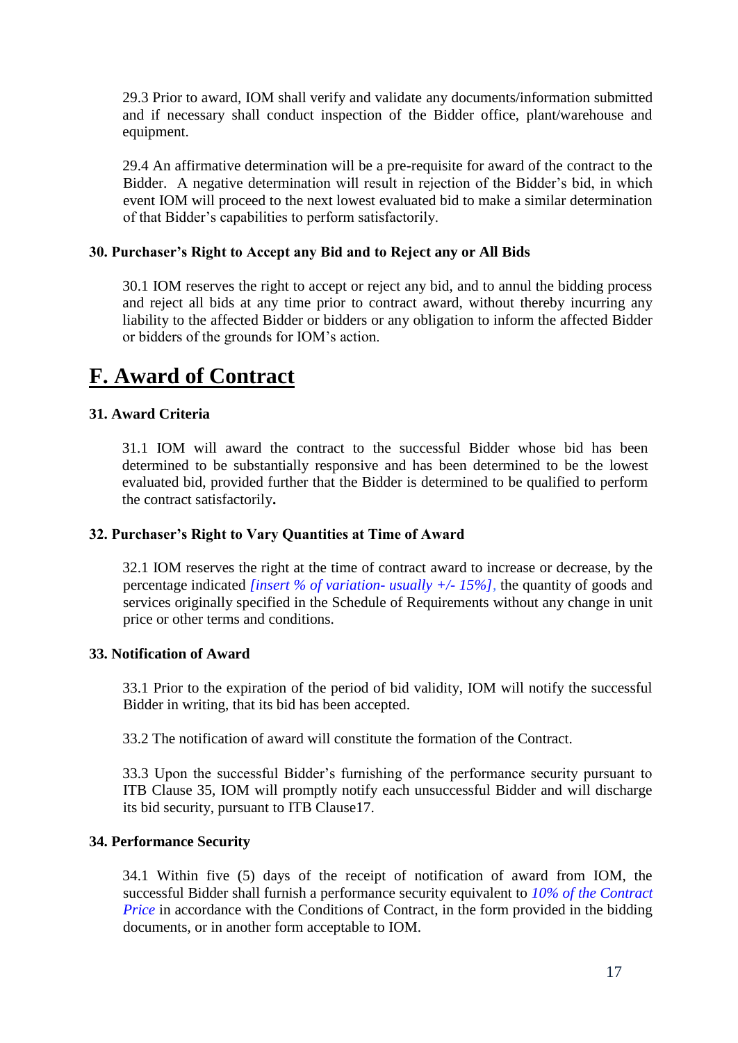29.3 Prior to award, IOM shall verify and validate any documents/information submitted and if necessary shall conduct inspection of the Bidder office, plant/warehouse and equipment.

29.4 An affirmative determination will be a pre-requisite for award of the contract to the Bidder. A negative determination will result in rejection of the Bidder's bid, in which event IOM will proceed to the next lowest evaluated bid to make a similar determination of that Bidder's capabilities to perform satisfactorily.

### 30. Purchaser's Right to Accept any Bid and to Reject any or All Bids

30.1 IOM reserves the right to accept or reject any bid, and to annul the bidding process and reject all bids at any time prior to contract award, without thereby incurring any liability to the affected Bidder or bidders or any obligation to inform the affected Bidder or bidders of the grounds for IOM's action.

## F. Award of Contract

### 31. Award Criteria

31.1 IOM will award the contract to the successful Bidder whose bid has been determined to be substantially responsive and has been determined to be the lowest evaluated bid, provided further that the Bidder is determined to be qualified to perform the contract satisfactorily**.**

### 32. Purchaser's Right to Vary Quantities at Time of Award

32.1 IOM reserves the right at the time of contract award to increase or decrease, by the percentage indicated *[insert % of variation- usually +/- 15%]*, the quantity of goods and services originally specified in the Schedule of Requirements without any change in unit price or other terms and conditions.

### 33. Notification of Award

33.1 Prior to the expiration of the period of bid validity, IOM will notify the successful Bidder in writing, that its bid has been accepted.

33.2 The notification of award will constitute the formation of the Contract.

33.3 Upon the successful Bidder's furnishing of the performance security pursuant to ITB Clause 35, IOM will promptly notify each unsuccessful Bidder and will discharge its bid security, pursuant to ITB Clause17.

### 34. Performance Security

34.1 Within five (5) days of the receipt of notification of award from IOM, the successful Bidder shall furnish a performance security equivalent to *10% of the Contract Price* in accordance with the Conditions of Contract, in the form provided in the bidding documents, or in another form acceptable to IOM.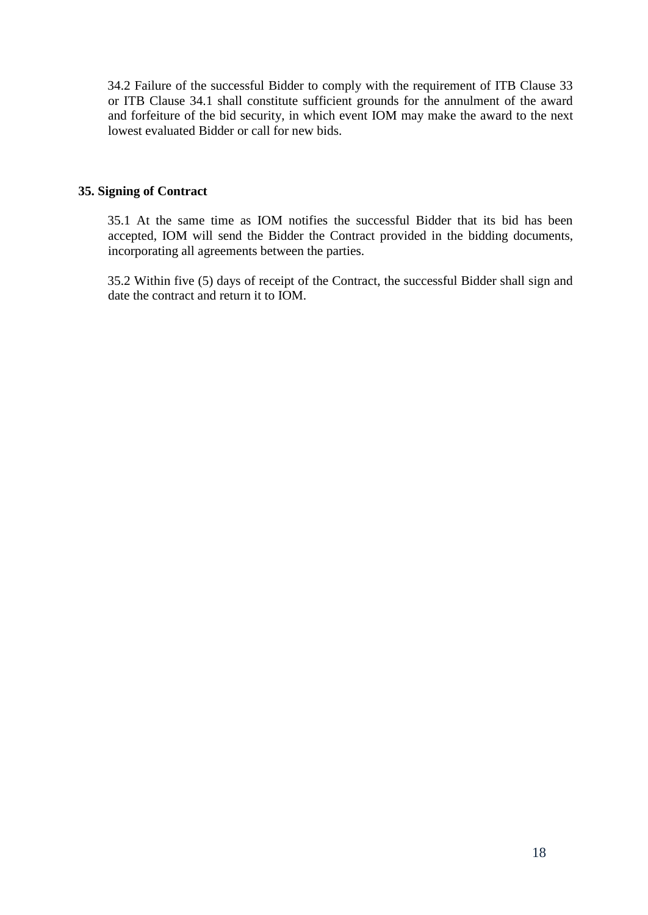34.2 Failure of the successful Bidder to comply with the requirement of ITB Clause 33 or ITB Clause 34.1 shall constitute sufficient grounds for the annulment of the award and forfeiture of the bid security, in which event IOM may make the award to the next lowest evaluated Bidder or call for new bids.

**35. Signing of Contract**

35.1 At the same time as IOM notifies the successful Bidder that its bid has been accepted, IOM will send the Bidder the Contract provided in the bidding documents, incorporating all agreements between the parties.

35.2 Within five (5) days of receipt of the Contract, the successful Bidder shall sign and date the contract and return it to IOM.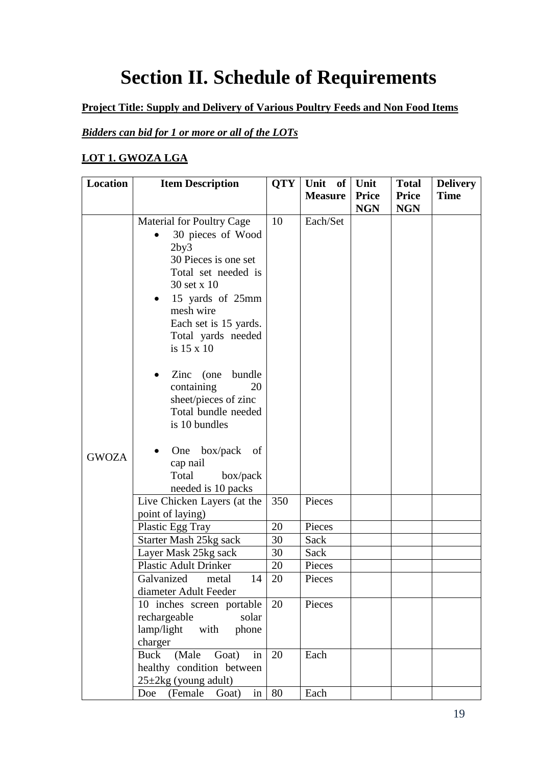# Section II. Schedule of Requirements

**Project Title: Supply and Delivery of Various Poultry Feeds and Non Food Items**

***Bidders can bid for 1 or more or all of the LOTs***

**LOT 1. GWOZA LGA**

| Location | Item Description | QTY | Unit of Measure | Unit Price NGN | Total Price NGN | Delivery Time |
|---|---|---|---|---|---|---|
| GWOZA | Material for Poultry Cage<br>• 30 pieces of Wood 2by3<br>30 Pieces is one set<br>Total set needed is 30 set x 10<br>• 15 yards of 25mm mesh wire<br>Each set is 15 yards. Total yards needed is 15 x 10<br>• Zinc (one bundle containing 20 sheet/pieces of zinc<br>Total bundle needed is 10 bundles<br>• One box/pack of cap nail<br>Total box/pack needed is 10 packs | 10 | Each/Set | | | |
| | Live Chicken Layers (at the point of laying) | 350 | Pieces | | | |
| | Plastic Egg Tray | 20 | Pieces | | | |
| | Starter Mash 25kg sack | 30 | Sack | | | |
| | Layer Mask 25kg sack | 30 | Sack | | | |
| | Plastic Adult Drinker | 20 | Pieces | | | |
| | Galvanized metal 14 diameter Adult Feeder | 20 | Pieces | | | |
| | 10 inches screen portable rechargeable solar lamp/light with phone charger | 20 | Pieces | | | |
| | Buck (Male Goat) in healthy condition between 25±2kg (young adult) | 20 | Each | | | |
| | Doe (Female Goat) in | 80 | Each | | | |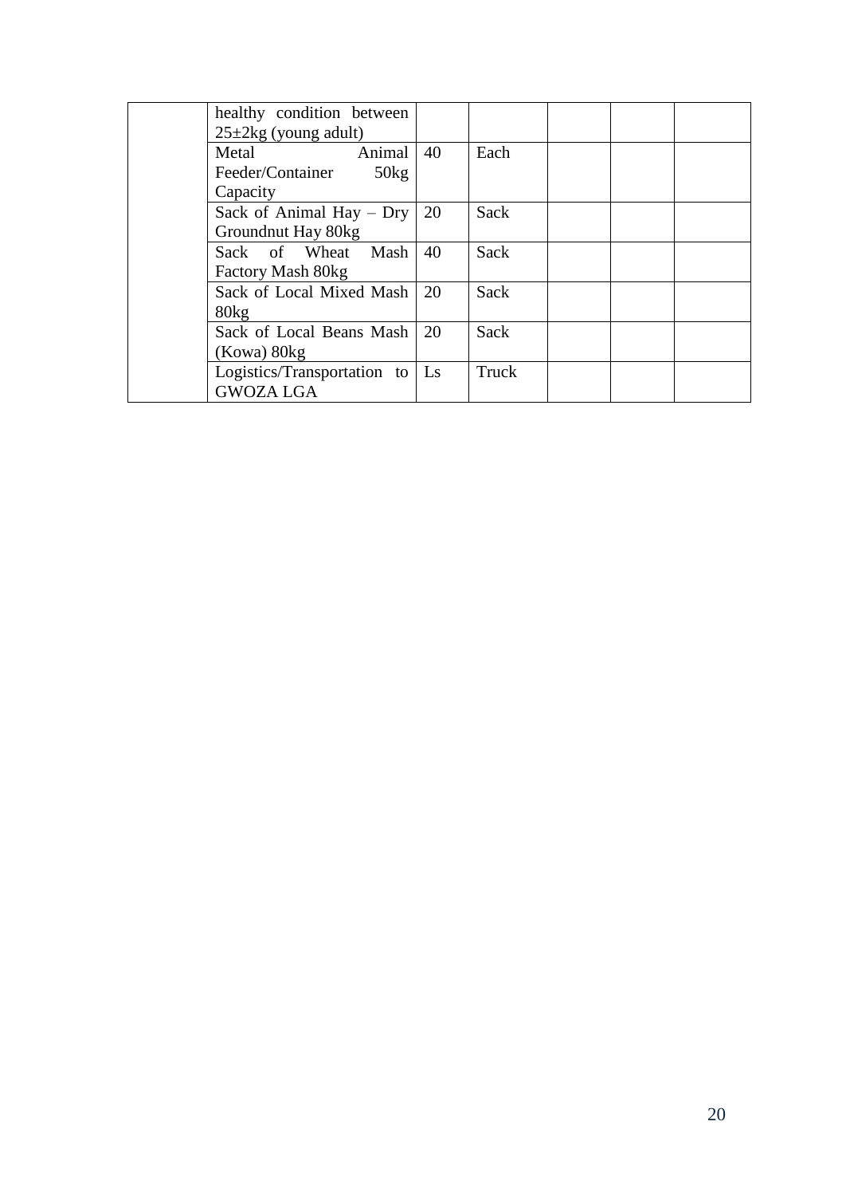| | | | | | | |
|---|---|---|---|---|---|---|
| | healthy condition between 25±2kg (young adult) | | | | | |
| | Metal Animal Feeder/Container 50kg Capacity | 40 | Each | | | |
| | Sack of Animal Hay – Dry Groundnut Hay 80kg | 20 | Sack | | | |
| | Sack of Wheat Mash Factory Mash 80kg | 40 | Sack | | | |
| | Sack of Local Mixed Mash 80kg | 20 | Sack | | | |
| | Sack of Local Beans Mash (Kowa) 80kg | 20 | Sack | | | |
| | Logistics/Transportation to GWOZA LGA | Ls | Truck | | | |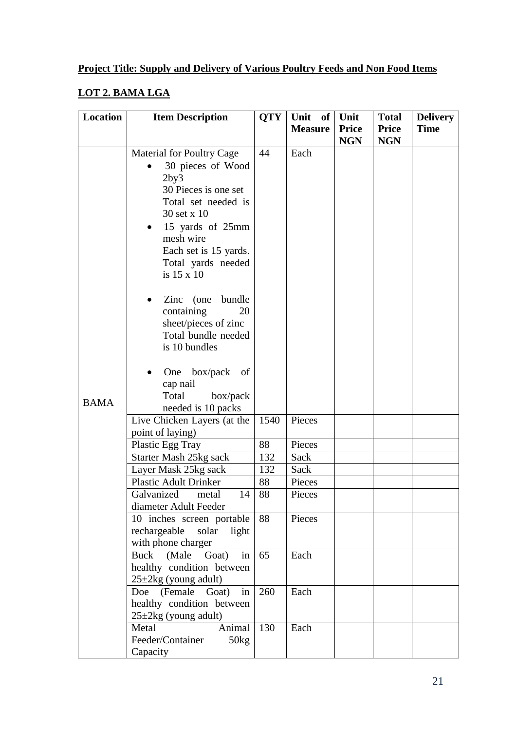**Project Title: Supply and Delivery of Various Poultry Feeds and Non Food Items**

**LOT 2. BAMA LGA**

| Location | Item Description | QTY | Unit of Measure | Unit Price NGN | Total Price NGN | Delivery Time |
|---|---|---|---|---|---|---|
| BAMA | Material for Poultry Cage<br>• 30 pieces of Wood 2by3<br>30 Pieces is one set<br>Total set needed is 30 set x 10<br>• 15 yards of 25mm mesh wire<br>Each set is 15 yards. Total yards needed is 15 x 10<br>• Zinc (one bundle containing 20 sheet/pieces of zinc<br>Total bundle needed is 10 bundles<br>• One box/pack of cap nail<br>Total box/pack needed is 10 packs | 44 | Each | | | |
| | Live Chicken Layers (at the point of laying) | 1540 | Pieces | | | |
| | Plastic Egg Tray | 88 | Pieces | | | |
| | Starter Mash 25kg sack | 132 | Sack | | | |
| | Layer Mask 25kg sack | 132 | Sack | | | |
| | Plastic Adult Drinker | 88 | Pieces | | | |
| | Galvanized metal 14 diameter Adult Feeder | 88 | Pieces | | | |
| | 10 inches screen portable rechargeable solar light with phone charger | 88 | Pieces | | | |
| | Buck (Male Goat) in healthy condition between 25±2kg (young adult) | 65 | Each | | | |
| | Doe (Female Goat) in healthy condition between 25±2kg (young adult) | 260 | Each | | | |
| | Metal Animal Feeder/Container 50kg Capacity | 130 | Each | | | |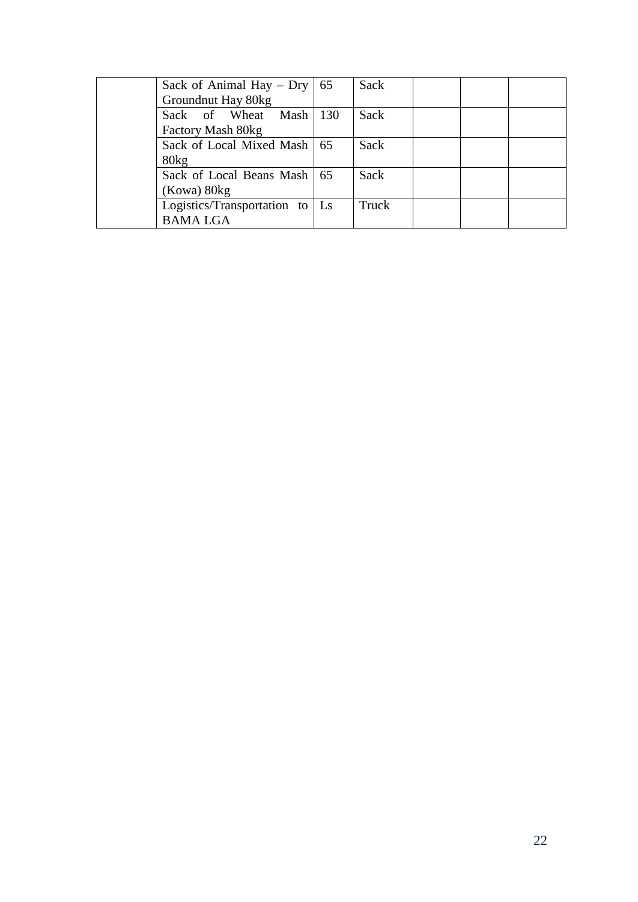| | | | | | | |
|---|---|---|---|---|---|---|
| | Sack of Animal Hay – Dry Groundnut Hay 80kg | 65 | Sack | | | |
| | Sack of Wheat Mash Factory Mash 80kg | 130 | Sack | | | |
| | Sack of Local Mixed Mash 80kg | 65 | Sack | | | |
| | Sack of Local Beans Mash (Kowa) 80kg | 65 | Sack | | | |
| | Logistics/Transportation to BAMA LGA | Ls | Truck | | | |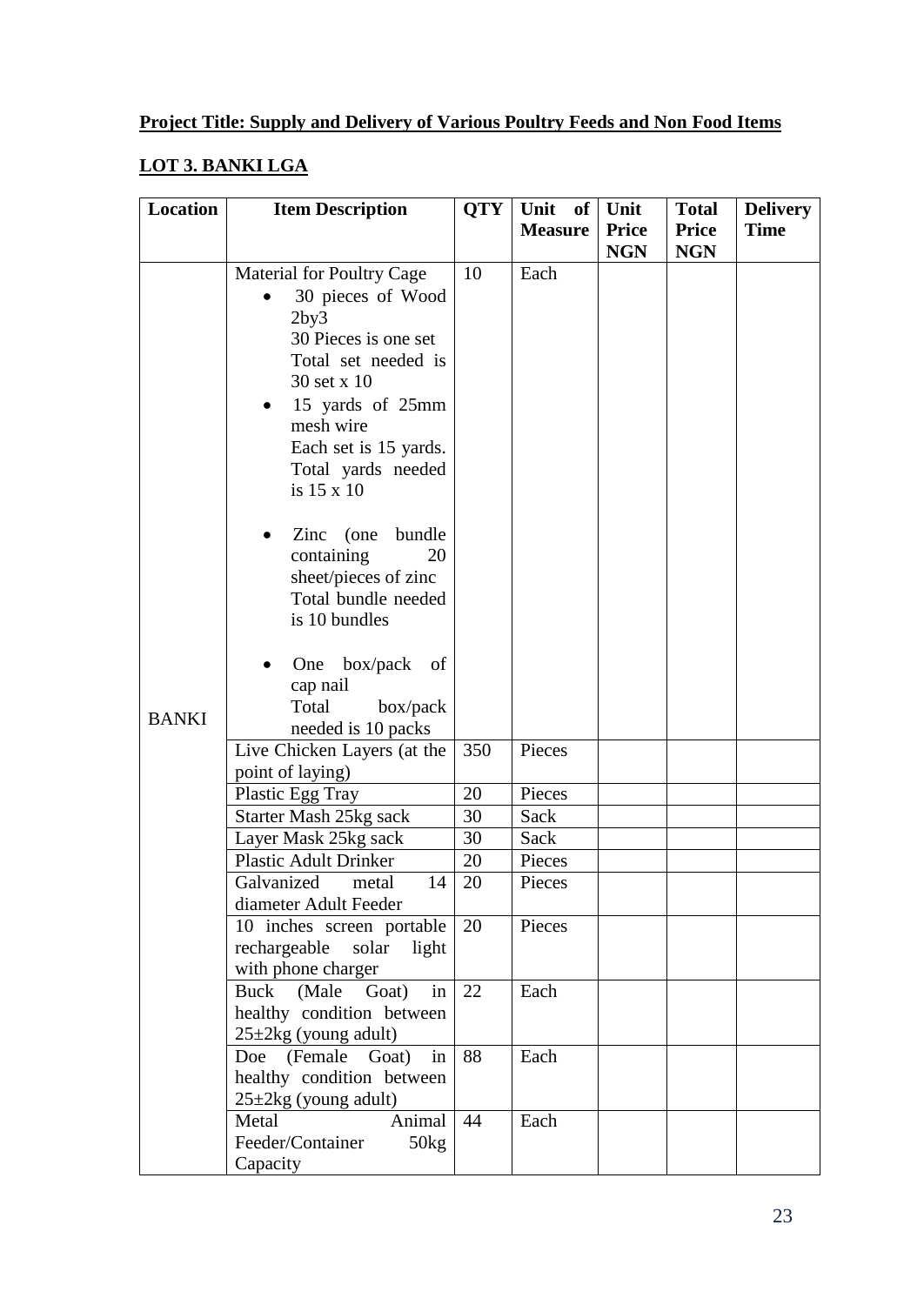**Project Title: Supply and Delivery of Various Poultry Feeds and Non Food Items**

**LOT 3. BANKI LGA**

| Location | Item Description | QTY | Unit of Measure | Unit Price NGN | Total Price NGN | Delivery Time |
|---|---|---|---|---|---|---|
| BANKI | Material for Poultry Cage<br>• 30 pieces of Wood 2by3<br>30 Pieces is one set<br>Total set needed is 30 set x 10<br>• 15 yards of 25mm mesh wire<br>Each set is 15 yards. Total yards needed is 15 x 10<br>• Zinc (one bundle containing 20 sheet/pieces of zinc<br>Total bundle needed is 10 bundles<br>• One box/pack of cap nail<br>Total box/pack needed is 10 packs | 10 | Each | | | |
| | Live Chicken Layers (at the point of laying) | 350 | Pieces | | | |
| | Plastic Egg Tray | 20 | Pieces | | | |
| | Starter Mash 25kg sack | 30 | Sack | | | |
| | Layer Mask 25kg sack | 30 | Sack | | | |
| | Plastic Adult Drinker | 20 | Pieces | | | |
| | Galvanized metal 14 diameter Adult Feeder | 20 | Pieces | | | |
| | 10 inches screen portable rechargeable solar light with phone charger | 20 | Pieces | | | |
| | Buck (Male Goat) in healthy condition between 25±2kg (young adult) | 22 | Each | | | |
| | Doe (Female Goat) in healthy condition between 25±2kg (young adult) | 88 | Each | | | |
| | Metal Animal Feeder/Container 50kg Capacity | 44 | Each | | | |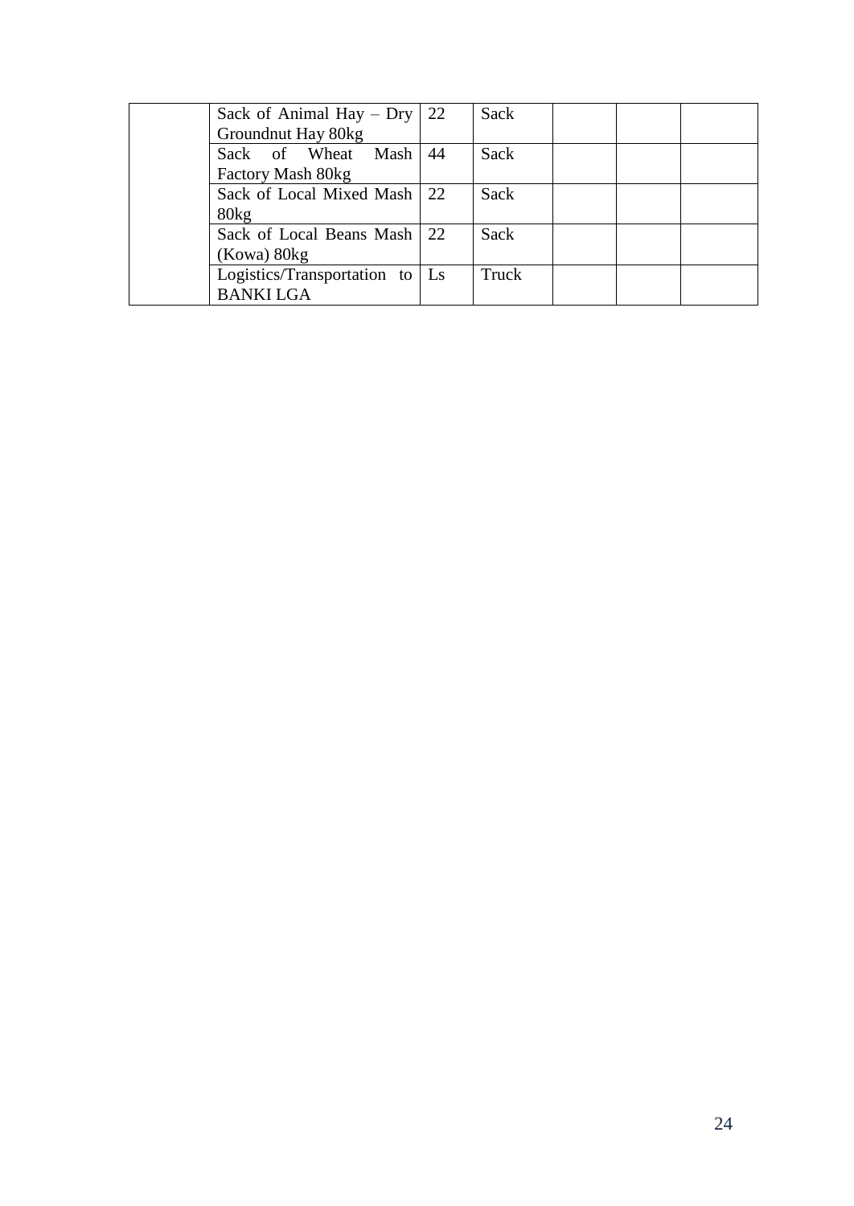| | | | | | | |
|---|---|---|---|---|---|---|
| | Sack of Animal Hay – Dry Groundnut Hay 80kg | 22 | Sack | | | |
| | Sack of Wheat Mash Factory Mash 80kg | 44 | Sack | | | |
| | Sack of Local Mixed Mash 80kg | 22 | Sack | | | |
| | Sack of Local Beans Mash (Kowa) 80kg | 22 | Sack | | | |
| | Logistics/Transportation to BANKI LGA | Ls | Truck | | | |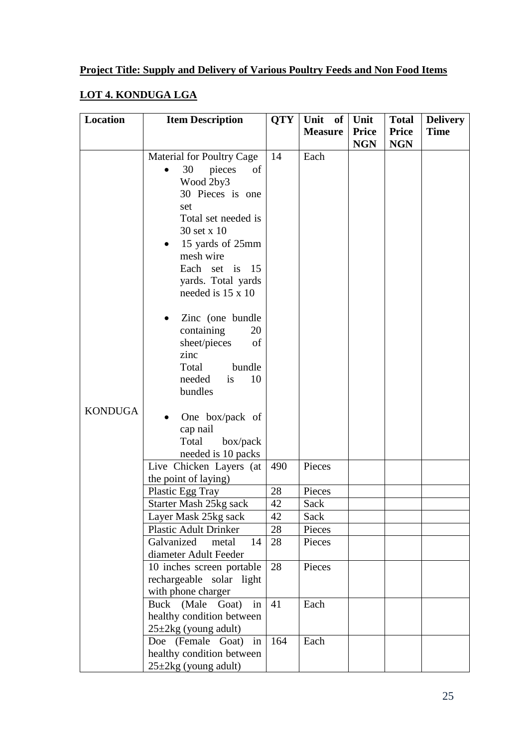**Project Title: Supply and Delivery of Various Poultry Feeds and Non Food Items**

**LOT 4. KONDUGA LGA**

| Location | Item Description | QTY | Unit of Measure | Unit Price NGN | Total Price NGN | Delivery Time |
|---|---|---|---|---|---|---|
| KONDUGA | Material for Poultry Cage<br>• 30 pieces of Wood 2by3<br>30 Pieces is one set<br>Total set needed is 30 set x 10<br>• 15 yards of 25mm mesh wire<br>Each set is 15 yards. Total yards needed is 15 x 10<br>• Zinc (one bundle containing 20 sheet/pieces of zinc<br>Total bundle needed is 10 bundles<br>• One box/pack of cap nail<br>Total box/pack needed is 10 packs | 14 | Each | | | |
| | Live Chicken Layers (at the point of laying) | 490 | Pieces | | | |
| | Plastic Egg Tray | 28 | Pieces | | | |
| | Starter Mash 25kg sack | 42 | Sack | | | |
| | Layer Mask 25kg sack | 42 | Sack | | | |
| | Plastic Adult Drinker | 28 | Pieces | | | |
| | Galvanized metal 14 diameter Adult Feeder | 28 | Pieces | | | |
| | 10 inches screen portable rechargeable solar light with phone charger | 28 | Pieces | | | |
| | Buck (Male Goat) in healthy condition between 25±2kg (young adult) | 41 | Each | | | |
| | Doe (Female Goat) in healthy condition between 25±2kg (young adult) | 164 | Each | | | |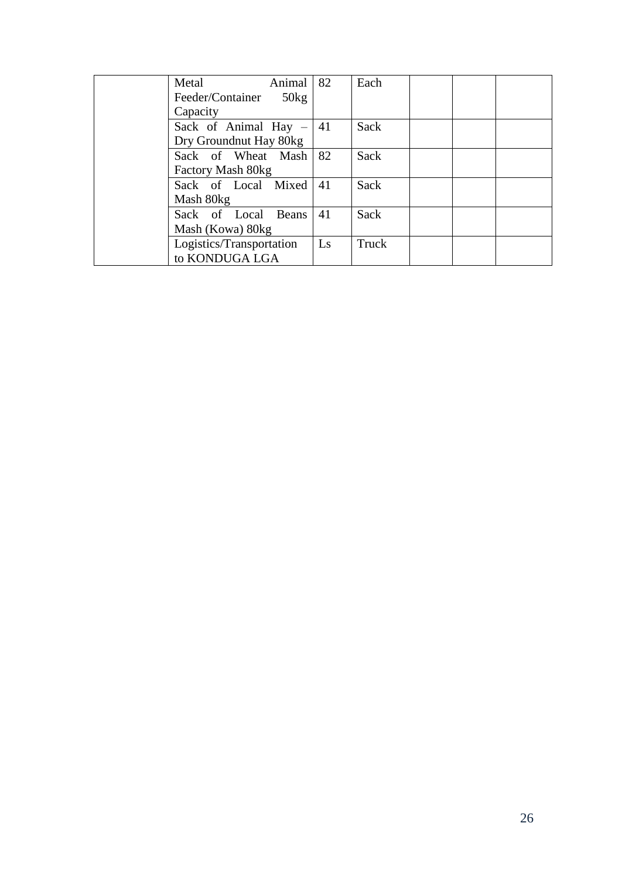| | | | | | | |
|---|---|---|---|---|---|---|
| | Metal Animal Feeder/Container 50kg Capacity | 82 | Each | | | |
| | Sack of Animal Hay – Dry Groundnut Hay 80kg | 41 | Sack | | | |
| | Sack of Wheat Mash Factory Mash 80kg | 82 | Sack | | | |
| | Sack of Local Mixed Mash 80kg | 41 | Sack | | | |
| | Sack of Local Beans Mash (Kowa) 80kg | 41 | Sack | | | |
| | Logistics/Transportation to KONDUGA LGA | Ls | Truck | | | |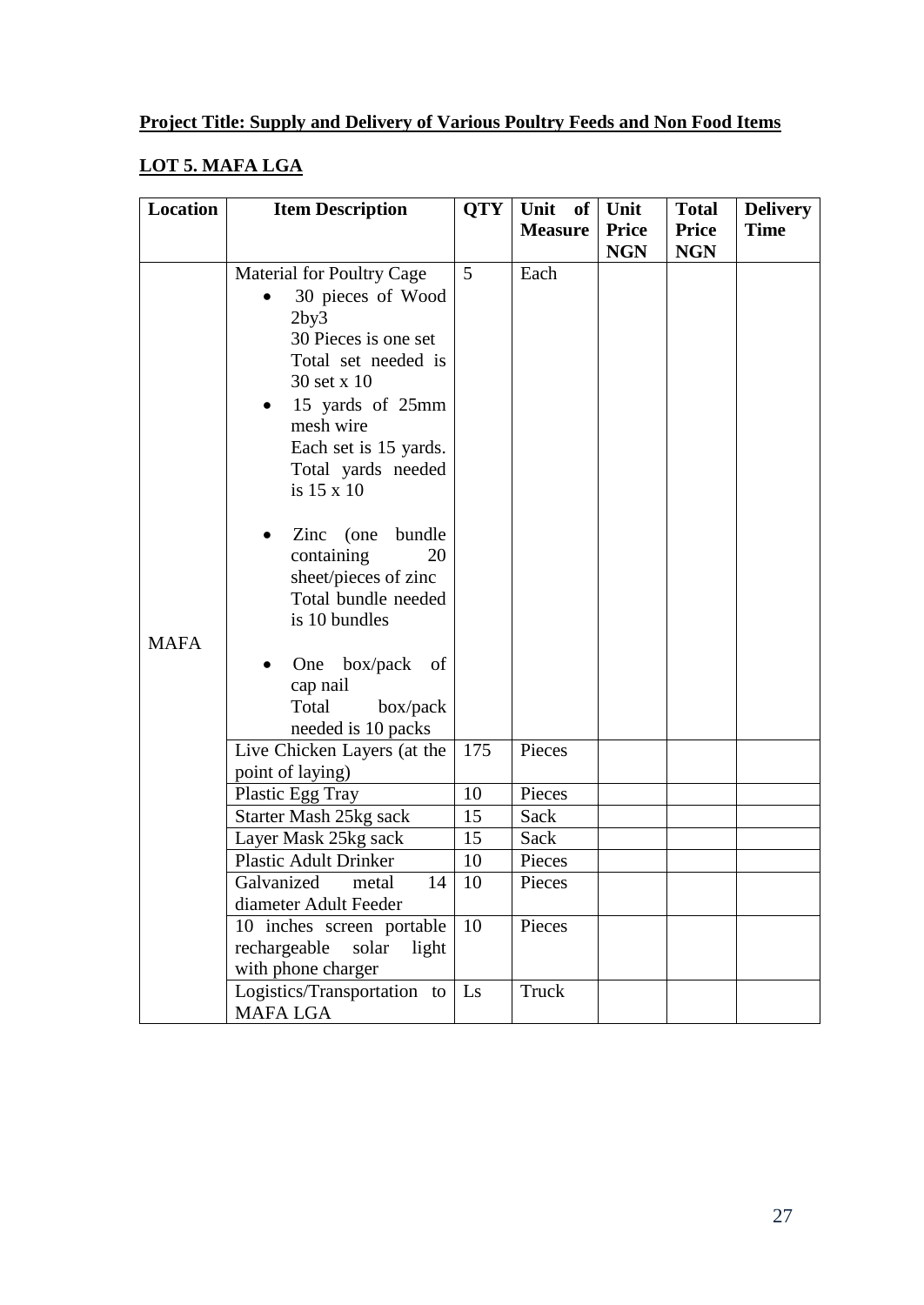**Project Title: Supply and Delivery of Various Poultry Feeds and Non Food Items**

**LOT 5. MAFA LGA**

| Location | Item Description | QTY | Unit of Measure | Unit Price NGN | Total Price NGN | Delivery Time |
|---|---|---|---|---|---|---|
| MAFA | Material for Poultry Cage<br>• 30 pieces of Wood 2by3<br>30 Pieces is one set<br>Total set needed is 30 set x 10<br>• 15 yards of 25mm mesh wire<br>Each set is 15 yards. Total yards needed is 15 x 10<br>• Zinc (one bundle containing 20 sheet/pieces of zinc<br>Total bundle needed is 10 bundles<br>• One box/pack of cap nail<br>Total box/pack needed is 10 packs | 5 | Each | | | |
| | Live Chicken Layers (at the point of laying) | 175 | Pieces | | | |
| | Plastic Egg Tray | 10 | Pieces | | | |
| | Starter Mash 25kg sack | 15 | Sack | | | |
| | Layer Mask 25kg sack | 15 | Sack | | | |
| | Plastic Adult Drinker | 10 | Pieces | | | |
| | Galvanized metal 14 diameter Adult Feeder | 10 | Pieces | | | |
| | 10 inches screen portable rechargeable solar light with phone charger | 10 | Pieces | | | |
| | Logistics/Transportation to MAFA LGA | Ls | Truck | | | |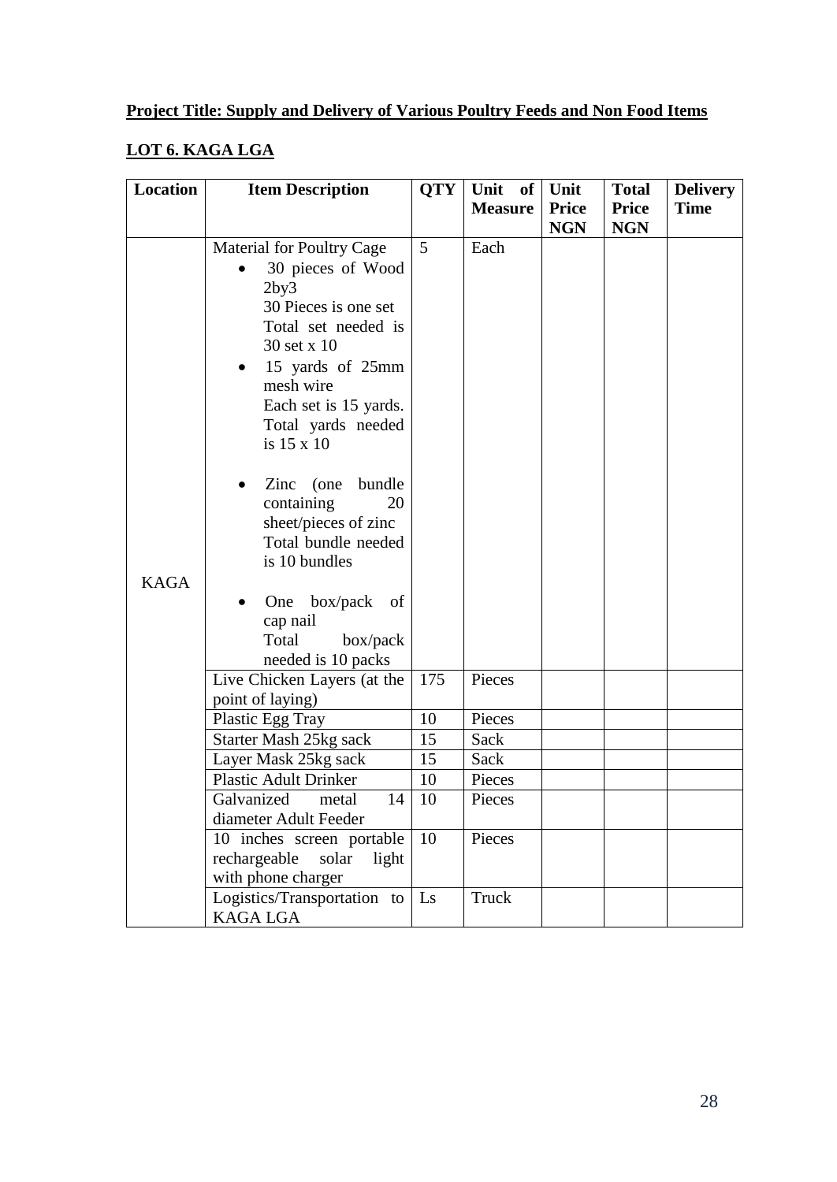**Project Title: Supply and Delivery of Various Poultry Feeds and Non Food Items**

**LOT 6. KAGA LGA**

| Location | Item Description | QTY | Unit of Measure | Unit Price NGN | Total Price NGN | Delivery Time |
|---|---|---|---|---|---|---|
| KAGA | Material for Poultry Cage<br>• 30 pieces of Wood 2by3<br>30 Pieces is one set<br>Total set needed is 30 set x 10<br>• 15 yards of 25mm mesh wire<br>Each set is 15 yards. Total yards needed is 15 x 10<br>• Zinc (one bundle containing 20 sheet/pieces of zinc<br>Total bundle needed is 10 bundles<br>• One box/pack of cap nail<br>Total box/pack needed is 10 packs | 5 | Each | | | |
| | Live Chicken Layers (at the point of laying) | 175 | Pieces | | | |
| | Plastic Egg Tray | 10 | Pieces | | | |
| | Starter Mash 25kg sack | 15 | Sack | | | |
| | Layer Mask 25kg sack | 15 | Sack | | | |
| | Plastic Adult Drinker | 10 | Pieces | | | |
| | Galvanized metal 14 diameter Adult Feeder | 10 | Pieces | | | |
| | 10 inches screen portable rechargeable solar light with phone charger | 10 | Pieces | | | |
| | Logistics/Transportation to KAGA LGA | Ls | Truck | | | |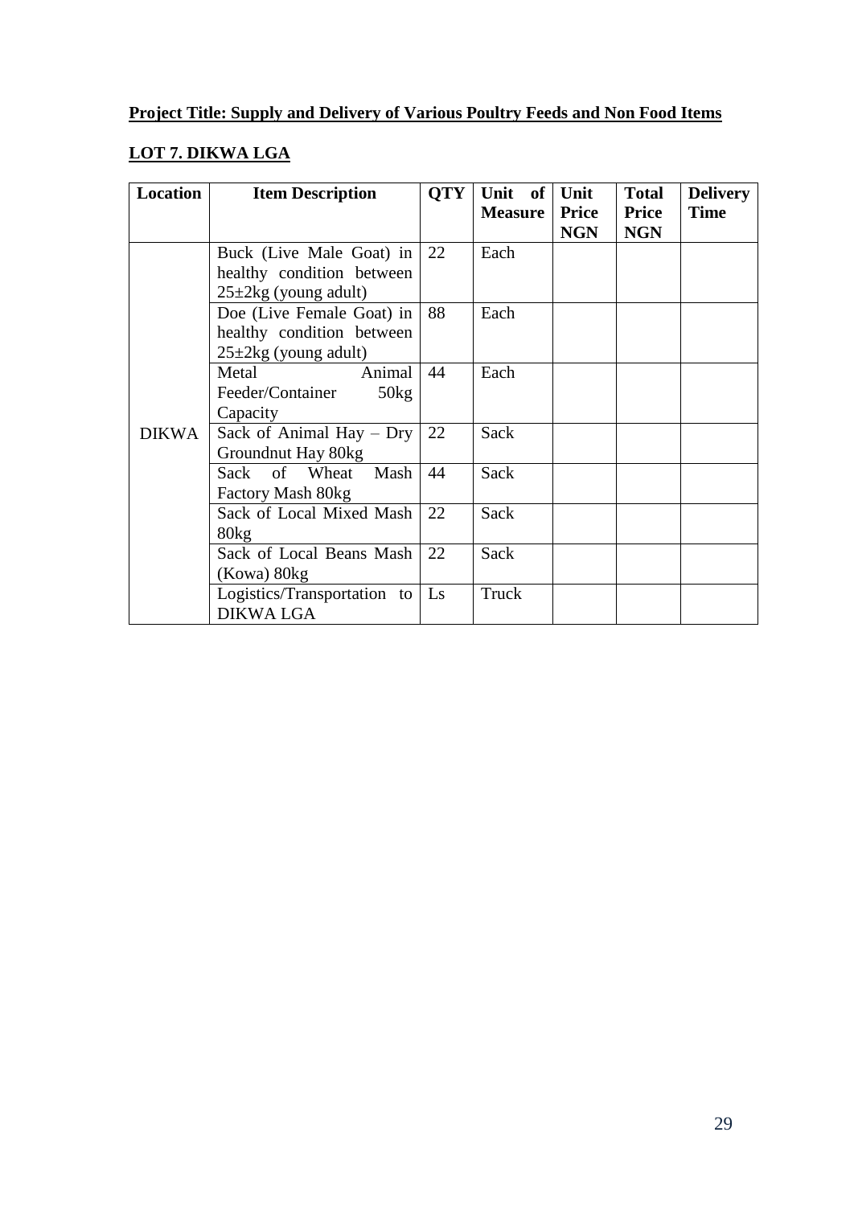**Project Title: Supply and Delivery of Various Poultry Feeds and Non Food Items**

**LOT 7. DIKWA LGA**

| Location | Item Description | QTY | Unit of Measure | Unit Price NGN | Total Price NGN | Delivery Time |
|---|---|---|---|---|---|---|
| DIKWA | Buck (Live Male Goat) in healthy condition between 25±2kg (young adult) | 22 | Each | | | |
| | Doe (Live Female Goat) in healthy condition between 25±2kg (young adult) | 88 | Each | | | |
| | Metal Animal Feeder/Container 50kg Capacity | 44 | Each | | | |
| | Sack of Animal Hay – Dry Groundnut Hay 80kg | 22 | Sack | | | |
| | Sack of Wheat Mash Factory Mash 80kg | 44 | Sack | | | |
| | Sack of Local Mixed Mash 80kg | 22 | Sack | | | |
| | Sack of Local Beans Mash (Kowa) 80kg | 22 | Sack | | | |
| | Logistics/Transportation to DIKWA LGA | Ls | Truck | | | |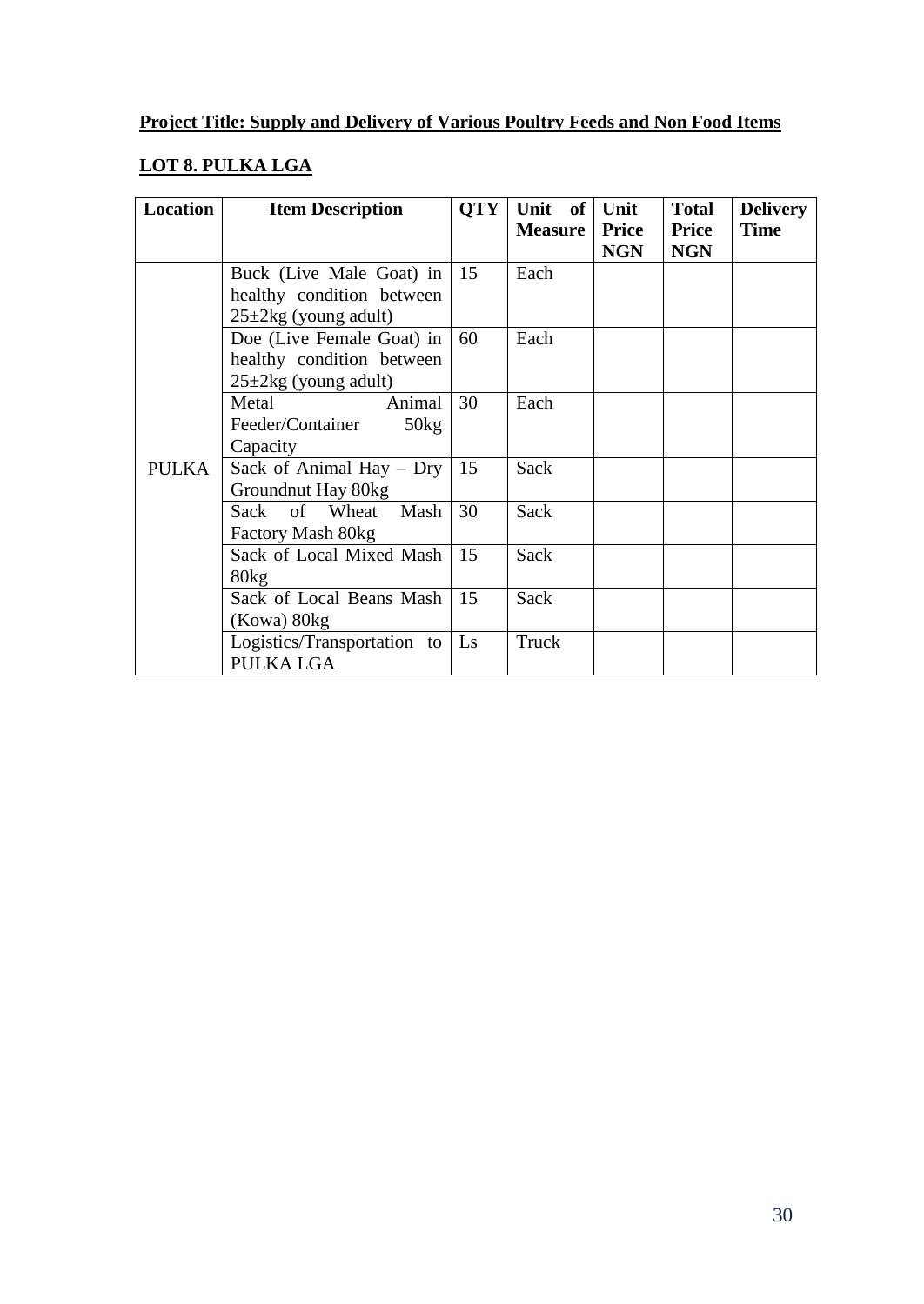**Project Title: Supply and Delivery of Various Poultry Feeds and Non Food Items**

**LOT 8. PULKA LGA**

| Location | Item Description | QTY | Unit of Measure | Unit Price NGN | Total Price NGN | Delivery Time |
|---|---|---|---|---|---|---|
| PULKA | Buck (Live Male Goat) in healthy condition between 25±2kg (young adult) | 15 | Each | | | |
| | Doe (Live Female Goat) in healthy condition between 25±2kg (young adult) | 60 | Each | | | |
| | Metal Animal Feeder/Container 50kg Capacity | 30 | Each | | | |
| | Sack of Animal Hay – Dry Groundnut Hay 80kg | 15 | Sack | | | |
| | Sack of Wheat Mash Factory Mash 80kg | 30 | Sack | | | |
| | Sack of Local Mixed Mash 80kg | 15 | Sack | | | |
| | Sack of Local Beans Mash (Kowa) 80kg | 15 | Sack | | | |
| | Logistics/Transportation to PULKA LGA | Ls | Truck | | | |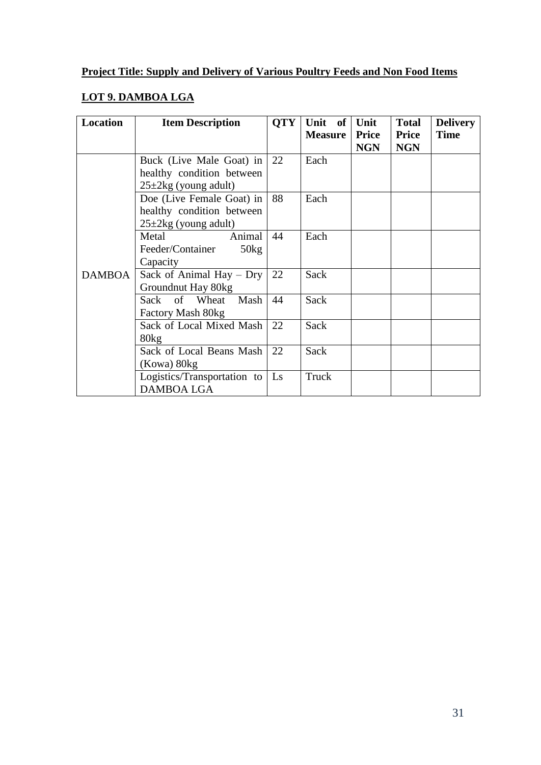**Project Title: Supply and Delivery of Various Poultry Feeds and Non Food Items**

**LOT 9. DAMBOA LGA**

| Location | Item Description | QTY | Unit of Measure | Unit Price NGN | Total Price NGN | Delivery Time |
|---|---|---|---|---|---|---|
| DAMBOA | Buck (Live Male Goat) in healthy condition between 25±2kg (young adult) | 22 | Each | | | |
| | Doe (Live Female Goat) in healthy condition between 25±2kg (young adult) | 88 | Each | | | |
| | Metal Animal Feeder/Container 50kg Capacity | 44 | Each | | | |
| | Sack of Animal Hay – Dry Groundnut Hay 80kg | 22 | Sack | | | |
| | Sack of Wheat Mash Factory Mash 80kg | 44 | Sack | | | |
| | Sack of Local Mixed Mash 80kg | 22 | Sack | | | |
| | Sack of Local Beans Mash (Kowa) 80kg | 22 | Sack | | | |
| | Logistics/Transportation to DAMBOA LGA | Ls | Truck | | | |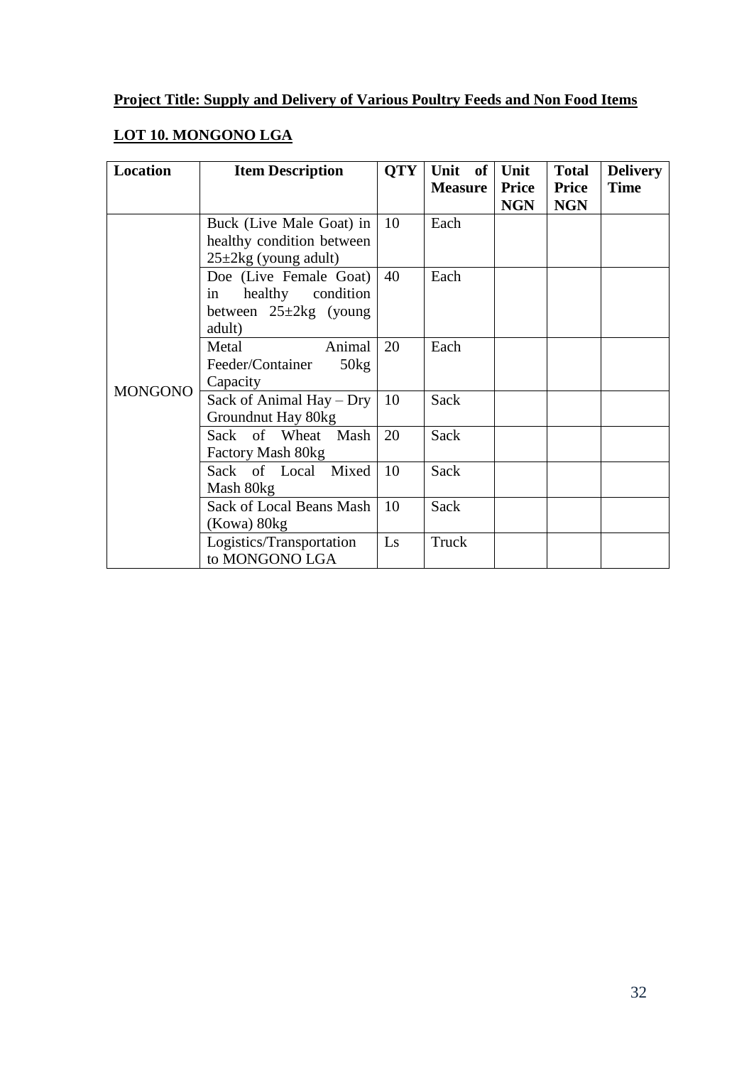**Project Title: Supply and Delivery of Various Poultry Feeds and Non Food Items**

**LOT 10. MONGONO LGA**

| Location | Item Description | QTY | Unit of Measure | Unit Price NGN | Total Price NGN | Delivery Time |
|---|---|---|---|---|---|---|
| MONGONO | Buck (Live Male Goat) in healthy condition between 25±2kg (young adult) | 10 | Each | | | |
| | Doe (Live Female Goat) in healthy condition between 25±2kg (young adult) | 40 | Each | | | |
| | Metal Animal Feeder/Container 50kg Capacity | 20 | Each | | | |
| | Sack of Animal Hay – Dry Groundnut Hay 80kg | 10 | Sack | | | |
| | Sack of Wheat Mash Factory Mash 80kg | 20 | Sack | | | |
| | Sack of Local Mixed Mash 80kg | 10 | Sack | | | |
| | Sack of Local Beans Mash (Kowa) 80kg | 10 | Sack | | | |
| | Logistics/Transportation to MONGONO LGA | Ls | Truck | | | |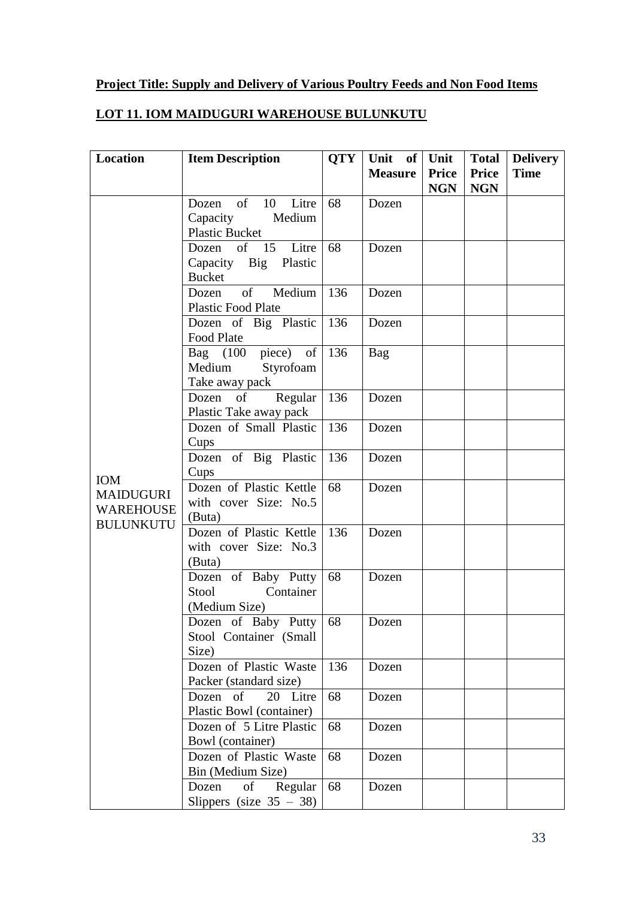**Project Title: Supply and Delivery of Various Poultry Feeds and Non Food Items**

**LOT 11. IOM MAIDUGURI WAREHOUSE BULUNKUTU**

| Location | Item Description | QTY | Unit of Measure | Unit Price NGN | Total Price NGN | Delivery Time |
|---|---|---|---|---|---|---|
| IOM MAIDUGURI WAREHOUSE BULUNKUTU | Dozen of 10 Litre Capacity Medium Plastic Bucket | 68 | Dozen | | | |
| | Dozen of 15 Litre Capacity Big Plastic Bucket | 68 | Dozen | | | |
| | Dozen of Medium Plastic Food Plate | 136 | Dozen | | | |
| | Dozen of Big Plastic Food Plate | 136 | Dozen | | | |
| | Bag (100 piece) of Medium Styrofoam Take away pack | 136 | Bag | | | |
| | Dozen of Regular Plastic Take away pack | 136 | Dozen | | | |
| | Dozen of Small Plastic Cups | 136 | Dozen | | | |
| | Dozen of Big Plastic Cups | 136 | Dozen | | | |
| | Dozen of Plastic Kettle with cover Size: No.5 (Buta) | 68 | Dozen | | | |
| | Dozen of Plastic Kettle with cover Size: No.3 (Buta) | 136 | Dozen | | | |
| | Dozen of Baby Putty Stool Container (Medium Size) | 68 | Dozen | | | |
| | Dozen of Baby Putty Stool Container (Small Size) | 68 | Dozen | | | |
| | Dozen of Plastic Waste Packer (standard size) | 136 | Dozen | | | |
| | Dozen of 20 Litre Plastic Bowl (container) | 68 | Dozen | | | |
| | Dozen of 5 Litre Plastic Bowl (container) | 68 | Dozen | | | |
| | Dozen of Plastic Waste Bin (Medium Size) | 68 | Dozen | | | |
| | Dozen of Regular Slippers (size 35 – 38) | 68 | Dozen | | | |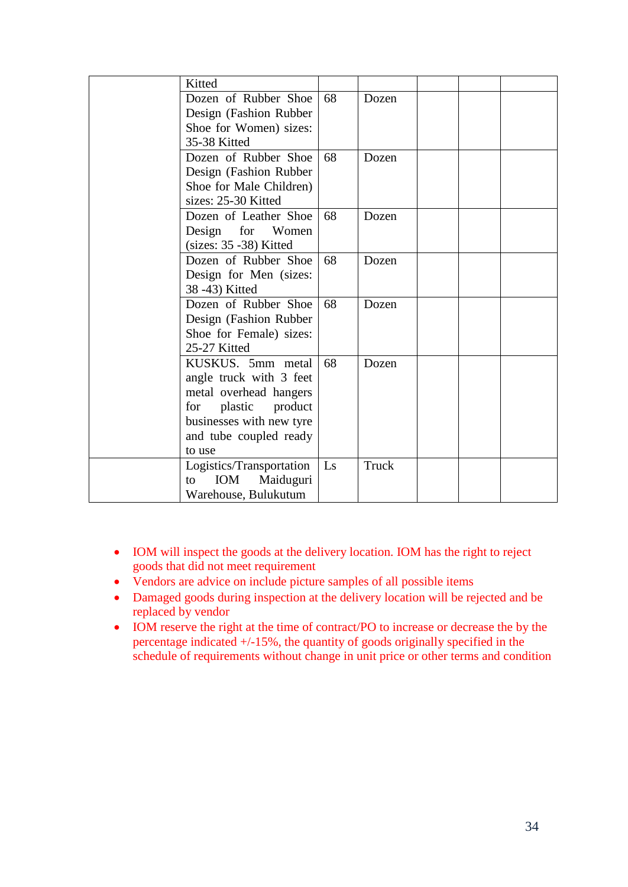| | | | | | | |
|---|---|---|---|---|---|---|
| | Kitted | | | | | |
| | Dozen of Rubber Shoe Design (Fashion Rubber Shoe for Women) sizes: 35-38 Kitted | 68 | Dozen | | | |
| | Dozen of Rubber Shoe Design (Fashion Rubber Shoe for Male Children) sizes: 25-30 Kitted | 68 | Dozen | | | |
| | Dozen of Leather Shoe Design for Women (sizes: 35 -38) Kitted | 68 | Dozen | | | |
| | Dozen of Rubber Shoe Design for Men (sizes: 38 -43) Kitted | 68 | Dozen | | | |
| | Dozen of Rubber Shoe Design (Fashion Rubber Shoe for Female) sizes: 25-27 Kitted | 68 | Dozen | | | |
| | KUSKUS. 5mm metal angle truck with 3 feet metal overhead hangers for plastic product businesses with new tyre and tube coupled ready to use | 68 | Dozen | | | |
| | Logistics/Transportation to IOM Maiduguri Warehouse, Bulukutum | Ls | Truck | | | |

- IOM will inspect the goods at the delivery location. IOM has the right to reject goods that did not meet requirement
- Vendors are advice on include picture samples of all possible items
- Damaged goods during inspection at the delivery location will be rejected and be replaced by vendor
- IOM reserve the right at the time of contract/PO to increase or decrease the by the percentage indicated +/-15%, the quantity of goods originally specified in the schedule of requirements without change in unit price or other terms and condition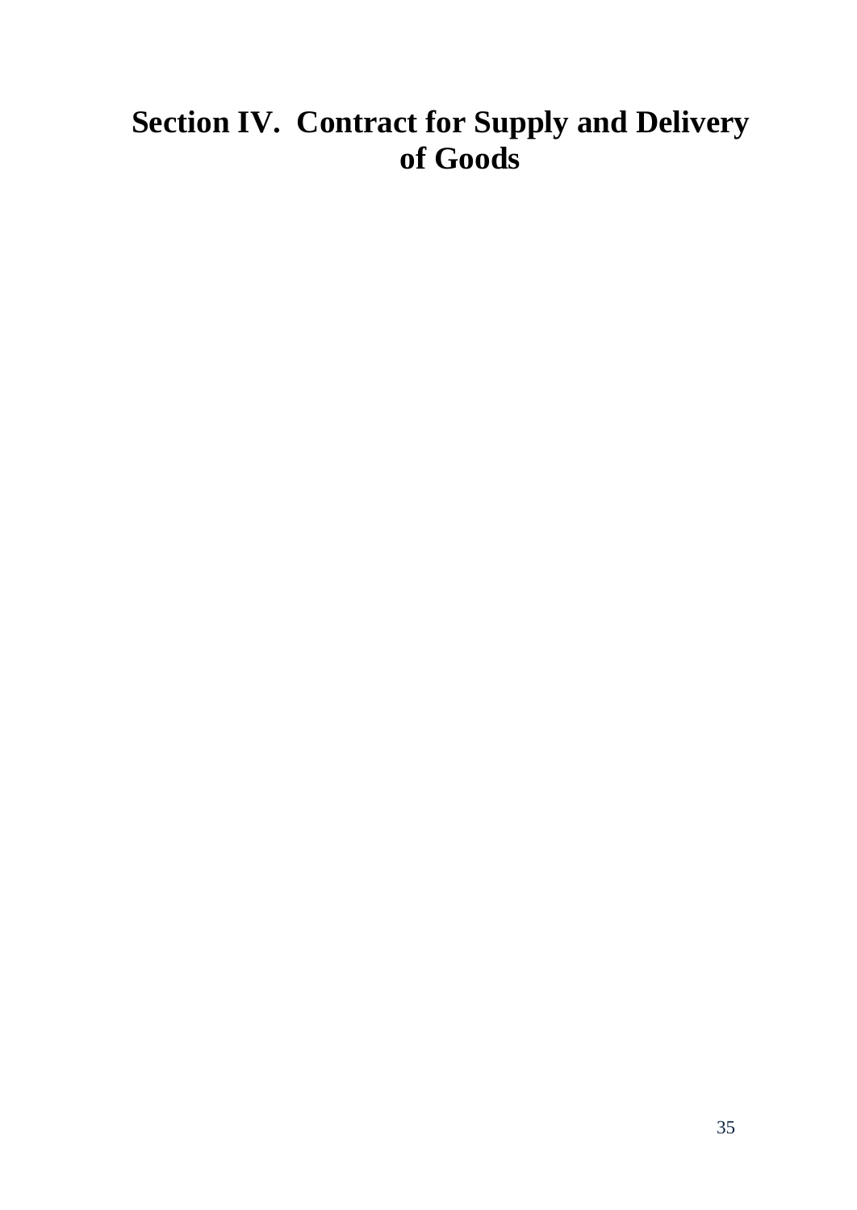# Section IV. Contract for Supply and Delivery of Goods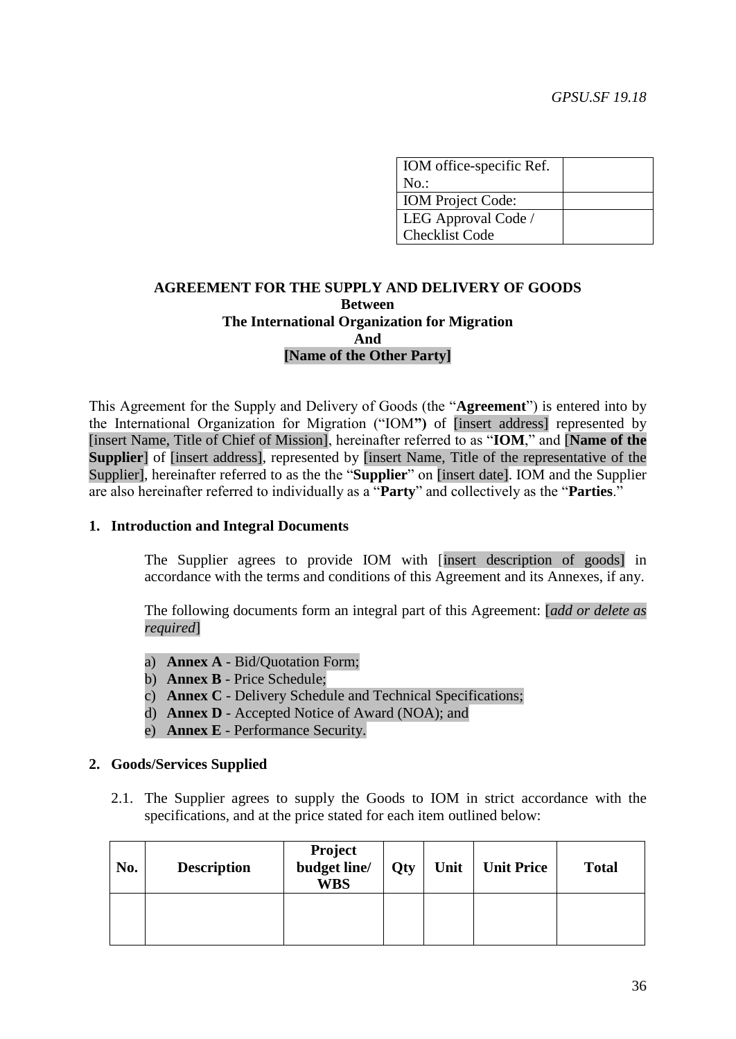*GPSU.SF 19.18*

| IOM office-specific Ref. No.: | |
|---|---|
| IOM Project Code: | |
| LEG Approval Code / Checklist Code | |

**AGREEMENT FOR THE SUPPLY AND DELIVERY OF GOODS**
**Between**
**The International Organization for Migration**
**And**
**[Name of the Other Party]**

This Agreement for the Supply and Delivery of Goods (the "**Agreement**") is entered into by the International Organization for Migration ("IOM**")** of [insert address] represented by [insert Name, Title of Chief of Mission], hereinafter referred to as "**IOM**," and [**Name of the Supplier**] of [insert address], represented by [insert Name, Title of the representative of the Supplier], hereinafter referred to as the the "**Supplier**" on [insert date]. IOM and the Supplier are also hereinafter referred to individually as a "**Party**" and collectively as the "**Parties**."

## 1. Introduction and Integral Documents

The Supplier agrees to provide IOM with [insert description of goods] in accordance with the terms and conditions of this Agreement and its Annexes, if any.

The following documents form an integral part of this Agreement: [*add or delete as required*]

a) **Annex A** - Bid/Quotation Form;
b) **Annex B** - Price Schedule;
c) **Annex C** - Delivery Schedule and Technical Specifications;
d) **Annex D** - Accepted Notice of Award (NOA); and
e) **Annex E** - Performance Security.

## 2. Goods/Services Supplied

2.1. The Supplier agrees to supply the Goods to IOM in strict accordance with the specifications, and at the price stated for each item outlined below:

| No. | Description | Project budget line/ WBS | Qty | Unit | Unit Price | Total |
|---|---|---|---|---|---|---|
| | | | | | | |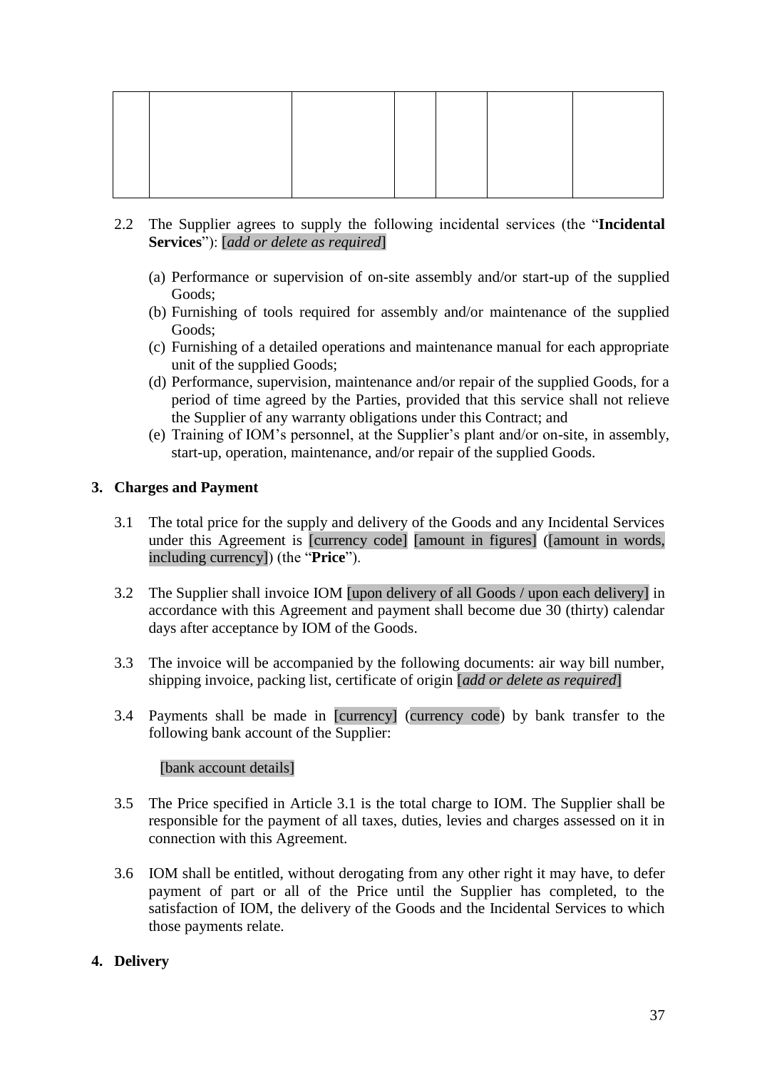| | | | | | | |
|---|---|---|---|---|---|---|
| | | | | | | |

2.2 The Supplier agrees to supply the following incidental services (the "**Incidental Services**"): [*add or delete as required*]

(a) Performance or supervision of on-site assembly and/or start-up of the supplied Goods;
(b) Furnishing of tools required for assembly and/or maintenance of the supplied Goods;
(c) Furnishing of a detailed operations and maintenance manual for each appropriate unit of the supplied Goods;
(d) Performance, supervision, maintenance and/or repair of the supplied Goods, for a period of time agreed by the Parties, provided that this service shall not relieve the Supplier of any warranty obligations under this Contract; and
(e) Training of IOM's personnel, at the Supplier's plant and/or on-site, in assembly, start-up, operation, maintenance, and/or repair of the supplied Goods.

**3. Charges and Payment**

3.1 The total price for the supply and delivery of the Goods and any Incidental Services under this Agreement is [currency code] [amount in figures] ([amount in words, including currency]) (the "**Price**").

3.2 The Supplier shall invoice IOM [upon delivery of all Goods / upon each delivery] in accordance with this Agreement and payment shall become due 30 (thirty) calendar days after acceptance by IOM of the Goods.

3.3 The invoice will be accompanied by the following documents: air way bill number, shipping invoice, packing list, certificate of origin [*add or delete as required*]

3.4 Payments shall be made in [currency] (currency code) by bank transfer to the following bank account of the Supplier:

[bank account details]

3.5 The Price specified in Article 3.1 is the total charge to IOM. The Supplier shall be responsible for the payment of all taxes, duties, levies and charges assessed on it in connection with this Agreement.

3.6 IOM shall be entitled, without derogating from any other right it may have, to defer payment of part or all of the Price until the Supplier has completed, to the satisfaction of IOM, the delivery of the Goods and the Incidental Services to which those payments relate.

**4. Delivery**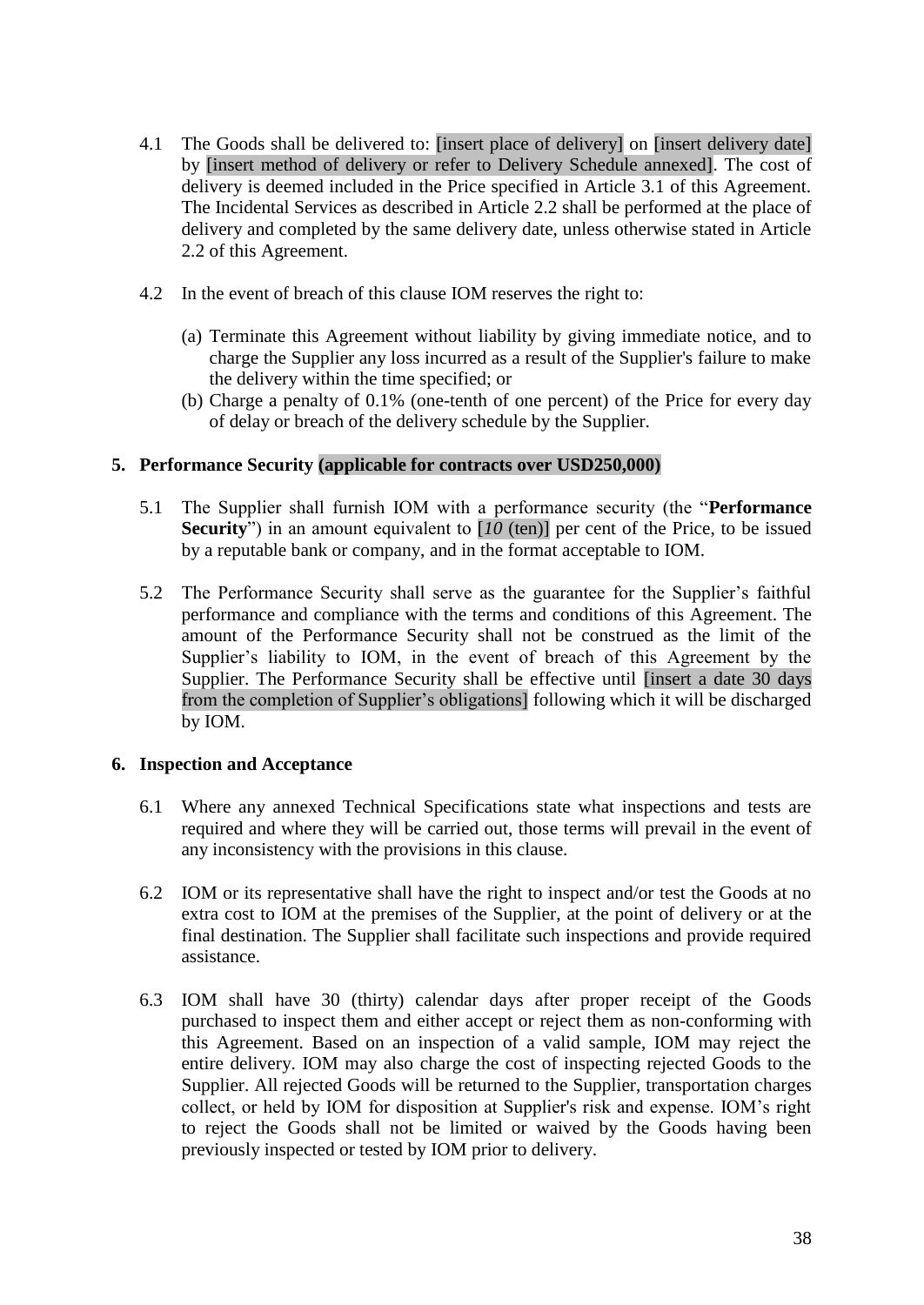4.1 The Goods shall be delivered to: [insert place of delivery] on [insert delivery date] by [insert method of delivery or refer to Delivery Schedule annexed]. The cost of delivery is deemed included in the Price specified in Article 3.1 of this Agreement. The Incidental Services as described in Article 2.2 shall be performed at the place of delivery and completed by the same delivery date, unless otherwise stated in Article 2.2 of this Agreement.

4.2 In the event of breach of this clause IOM reserves the right to:

(a) Terminate this Agreement without liability by giving immediate notice, and to charge the Supplier any loss incurred as a result of the Supplier's failure to make the delivery within the time specified; or

(b) Charge a penalty of 0.1% (one-tenth of one percent) of the Price for every day of delay or breach of the delivery schedule by the Supplier.

**5. Performance Security (applicable for contracts over USD250,000)**

5.1 The Supplier shall furnish IOM with a performance security (the "**Performance Security**") in an amount equivalent to [*10* (ten)] per cent of the Price, to be issued by a reputable bank or company, and in the format acceptable to IOM.

5.2 The Performance Security shall serve as the guarantee for the Supplier's faithful performance and compliance with the terms and conditions of this Agreement. The amount of the Performance Security shall not be construed as the limit of the Supplier's liability to IOM, in the event of breach of this Agreement by the Supplier. The Performance Security shall be effective until [insert a date 30 days from the completion of Supplier's obligations] following which it will be discharged by IOM.

**6. Inspection and Acceptance**

6.1 Where any annexed Technical Specifications state what inspections and tests are required and where they will be carried out, those terms will prevail in the event of any inconsistency with the provisions in this clause.

6.2 IOM or its representative shall have the right to inspect and/or test the Goods at no extra cost to IOM at the premises of the Supplier, at the point of delivery or at the final destination. The Supplier shall facilitate such inspections and provide required assistance.

6.3 IOM shall have 30 (thirty) calendar days after proper receipt of the Goods purchased to inspect them and either accept or reject them as non-conforming with this Agreement. Based on an inspection of a valid sample, IOM may reject the entire delivery. IOM may also charge the cost of inspecting rejected Goods to the Supplier. All rejected Goods will be returned to the Supplier, transportation charges collect, or held by IOM for disposition at Supplier's risk and expense. IOM's right to reject the Goods shall not be limited or waived by the Goods having been previously inspected or tested by IOM prior to delivery.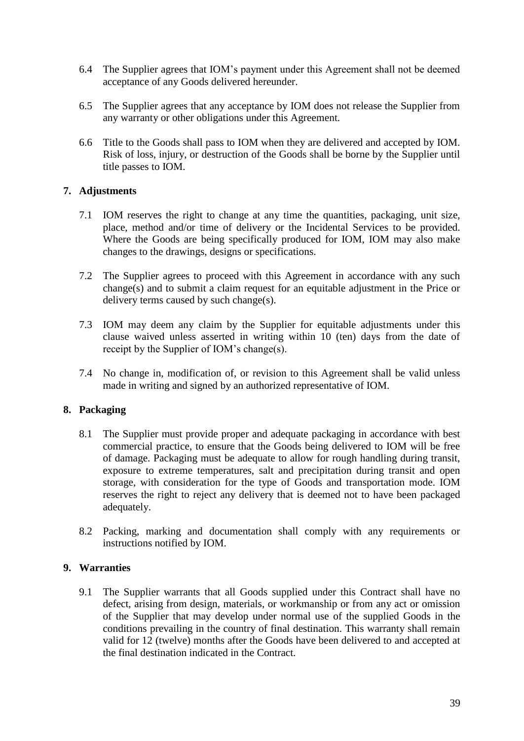6.4 The Supplier agrees that IOM's payment under this Agreement shall not be deemed acceptance of any Goods delivered hereunder.

6.5 The Supplier agrees that any acceptance by IOM does not release the Supplier from any warranty or other obligations under this Agreement.

6.6 Title to the Goods shall pass to IOM when they are delivered and accepted by IOM. Risk of loss, injury, or destruction of the Goods shall be borne by the Supplier until title passes to IOM.

## 7. Adjustments

7.1 IOM reserves the right to change at any time the quantities, packaging, unit size, place, method and/or time of delivery or the Incidental Services to be provided. Where the Goods are being specifically produced for IOM, IOM may also make changes to the drawings, designs or specifications.

7.2 The Supplier agrees to proceed with this Agreement in accordance with any such change(s) and to submit a claim request for an equitable adjustment in the Price or delivery terms caused by such change(s).

7.3 IOM may deem any claim by the Supplier for equitable adjustments under this clause waived unless asserted in writing within 10 (ten) days from the date of receipt by the Supplier of IOM's change(s).

7.4 No change in, modification of, or revision to this Agreement shall be valid unless made in writing and signed by an authorized representative of IOM.

## 8. Packaging

8.1 The Supplier must provide proper and adequate packaging in accordance with best commercial practice, to ensure that the Goods being delivered to IOM will be free of damage. Packaging must be adequate to allow for rough handling during transit, exposure to extreme temperatures, salt and precipitation during transit and open storage, with consideration for the type of Goods and transportation mode. IOM reserves the right to reject any delivery that is deemed not to have been packaged adequately.

8.2 Packing, marking and documentation shall comply with any requirements or instructions notified by IOM.

## 9. Warranties

9.1 The Supplier warrants that all Goods supplied under this Contract shall have no defect, arising from design, materials, or workmanship or from any act or omission of the Supplier that may develop under normal use of the supplied Goods in the conditions prevailing in the country of final destination. This warranty shall remain valid for 12 (twelve) months after the Goods have been delivered to and accepted at the final destination indicated in the Contract.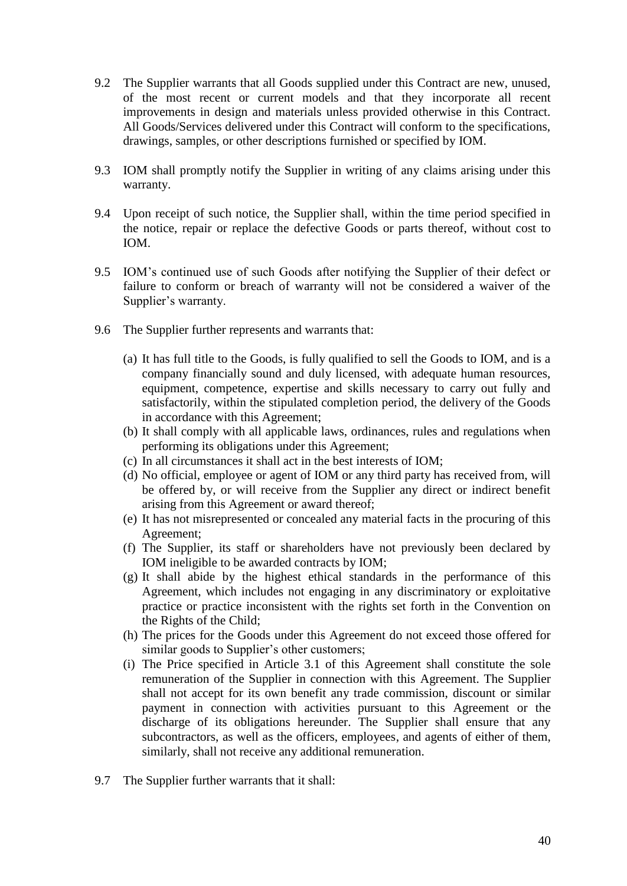9.2 The Supplier warrants that all Goods supplied under this Contract are new, unused, of the most recent or current models and that they incorporate all recent improvements in design and materials unless provided otherwise in this Contract. All Goods/Services delivered under this Contract will conform to the specifications, drawings, samples, or other descriptions furnished or specified by IOM.

9.3 IOM shall promptly notify the Supplier in writing of any claims arising under this warranty.

9.4 Upon receipt of such notice, the Supplier shall, within the time period specified in the notice, repair or replace the defective Goods or parts thereof, without cost to IOM.

9.5 IOM's continued use of such Goods after notifying the Supplier of their defect or failure to conform or breach of warranty will not be considered a waiver of the Supplier's warranty.

9.6 The Supplier further represents and warrants that:

(a) It has full title to the Goods, is fully qualified to sell the Goods to IOM, and is a company financially sound and duly licensed, with adequate human resources, equipment, competence, expertise and skills necessary to carry out fully and satisfactorily, within the stipulated completion period, the delivery of the Goods in accordance with this Agreement;
(b) It shall comply with all applicable laws, ordinances, rules and regulations when performing its obligations under this Agreement;
(c) In all circumstances it shall act in the best interests of IOM;
(d) No official, employee or agent of IOM or any third party has received from, will be offered by, or will receive from the Supplier any direct or indirect benefit arising from this Agreement or award thereof;
(e) It has not misrepresented or concealed any material facts in the procuring of this Agreement;
(f) The Supplier, its staff or shareholders have not previously been declared by IOM ineligible to be awarded contracts by IOM;
(g) It shall abide by the highest ethical standards in the performance of this Agreement, which includes not engaging in any discriminatory or exploitative practice or practice inconsistent with the rights set forth in the Convention on the Rights of the Child;
(h) The prices for the Goods under this Agreement do not exceed those offered for similar goods to Supplier's other customers;
(i) The Price specified in Article 3.1 of this Agreement shall constitute the sole remuneration of the Supplier in connection with this Agreement. The Supplier shall not accept for its own benefit any trade commission, discount or similar payment in connection with activities pursuant to this Agreement or the discharge of its obligations hereunder. The Supplier shall ensure that any subcontractors, as well as the officers, employees, and agents of either of them, similarly, shall not receive any additional remuneration.

9.7 The Supplier further warrants that it shall: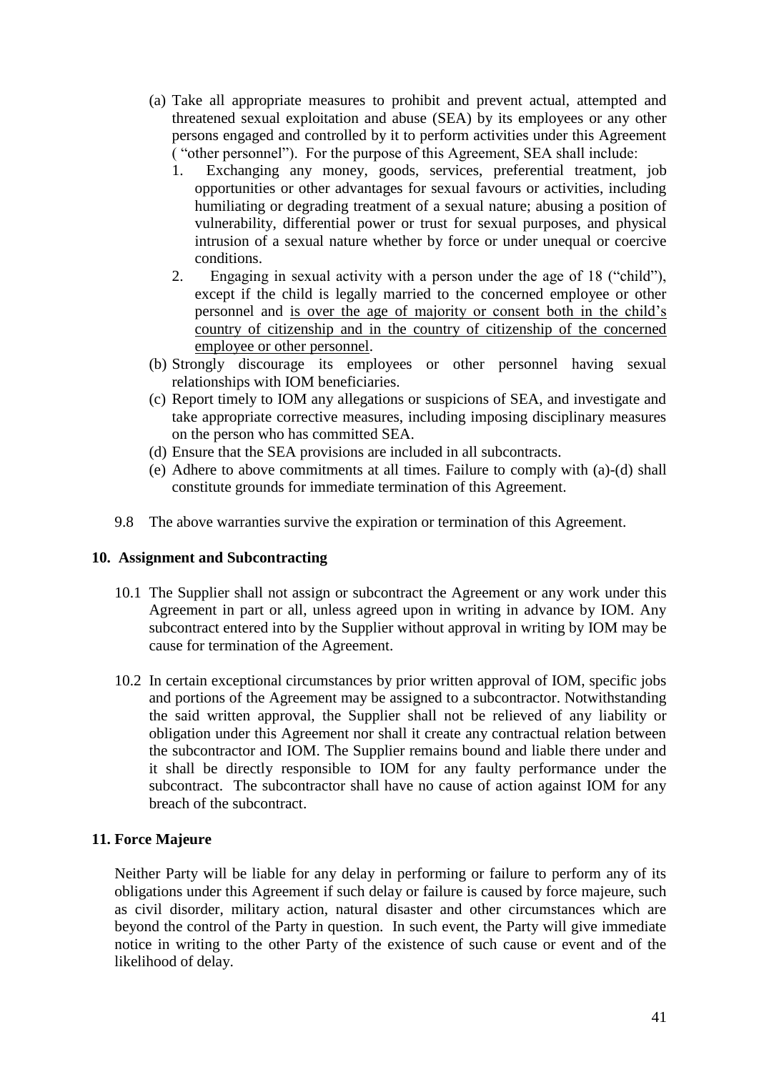(a) Take all appropriate measures to prohibit and prevent actual, attempted and threatened sexual exploitation and abuse (SEA) by its employees or any other persons engaged and controlled by it to perform activities under this Agreement ( "other personnel"). For the purpose of this Agreement, SEA shall include:
   1. Exchanging any money, goods, services, preferential treatment, job opportunities or other advantages for sexual favours or activities, including humiliating or degrading treatment of a sexual nature; abusing a position of vulnerability, differential power or trust for sexual purposes, and physical intrusion of a sexual nature whether by force or under unequal or coercive conditions.
   2. Engaging in sexual activity with a person under the age of 18 ("child"), except if the child is legally married to the concerned employee or other personnel and <u>is over the age of majority or consent both in the child's country of citizenship and in the country of citizenship of the concerned employee or other personnel</u>.

(b) Strongly discourage its employees or other personnel having sexual relationships with IOM beneficiaries.

(c) Report timely to IOM any allegations or suspicions of SEA, and investigate and take appropriate corrective measures, including imposing disciplinary measures on the person who has committed SEA.

(d) Ensure that the SEA provisions are included in all subcontracts.

(e) Adhere to above commitments at all times. Failure to comply with (a)-(d) shall constitute grounds for immediate termination of this Agreement.

9.8 The above warranties survive the expiration or termination of this Agreement.

**10. Assignment and Subcontracting**

10.1 The Supplier shall not assign or subcontract the Agreement or any work under this Agreement in part or all, unless agreed upon in writing in advance by IOM. Any subcontract entered into by the Supplier without approval in writing by IOM may be cause for termination of the Agreement.

10.2 In certain exceptional circumstances by prior written approval of IOM, specific jobs and portions of the Agreement may be assigned to a subcontractor. Notwithstanding the said written approval, the Supplier shall not be relieved of any liability or obligation under this Agreement nor shall it create any contractual relation between the subcontractor and IOM. The Supplier remains bound and liable there under and it shall be directly responsible to IOM for any faulty performance under the subcontract. The subcontractor shall have no cause of action against IOM for any breach of the subcontract.

**11. Force Majeure**

Neither Party will be liable for any delay in performing or failure to perform any of its obligations under this Agreement if such delay or failure is caused by force majeure, such as civil disorder, military action, natural disaster and other circumstances which are beyond the control of the Party in question. In such event, the Party will give immediate notice in writing to the other Party of the existence of such cause or event and of the likelihood of delay.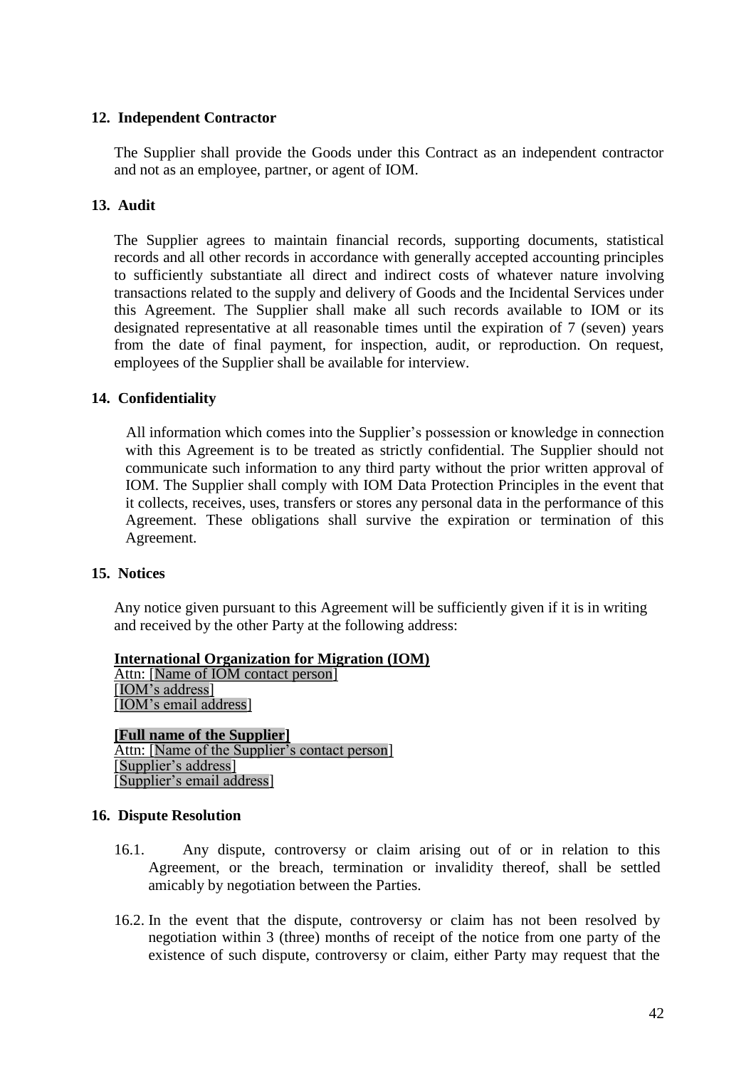## 12. Independent Contractor

The Supplier shall provide the Goods under this Contract as an independent contractor and not as an employee, partner, or agent of IOM.

## 13. Audit

The Supplier agrees to maintain financial records, supporting documents, statistical records and all other records in accordance with generally accepted accounting principles to sufficiently substantiate all direct and indirect costs of whatever nature involving transactions related to the supply and delivery of Goods and the Incidental Services under this Agreement. The Supplier shall make all such records available to IOM or its designated representative at all reasonable times until the expiration of 7 (seven) years from the date of final payment, for inspection, audit, or reproduction. On request, employees of the Supplier shall be available for interview.

## 14. Confidentiality

All information which comes into the Supplier's possession or knowledge in connection with this Agreement is to be treated as strictly confidential. The Supplier should not communicate such information to any third party without the prior written approval of IOM. The Supplier shall comply with IOM Data Protection Principles in the event that it collects, receives, uses, transfers or stores any personal data in the performance of this Agreement. These obligations shall survive the expiration or termination of this Agreement.

## 15. Notices

Any notice given pursuant to this Agreement will be sufficiently given if it is in writing and received by the other Party at the following address:

**International Organization for Migration (IOM)**
Attn: [Name of IOM contact person]
[IOM's address]
[IOM's email address]

**[Full name of the Supplier]**
Attn: [Name of the Supplier's contact person]
[Supplier's address]
[Supplier's email address]

## 16. Dispute Resolution

16.1. Any dispute, controversy or claim arising out of or in relation to this Agreement, or the breach, termination or invalidity thereof, shall be settled amicably by negotiation between the Parties.

16.2. In the event that the dispute, controversy or claim has not been resolved by negotiation within 3 (three) months of receipt of the notice from one party of the existence of such dispute, controversy or claim, either Party may request that the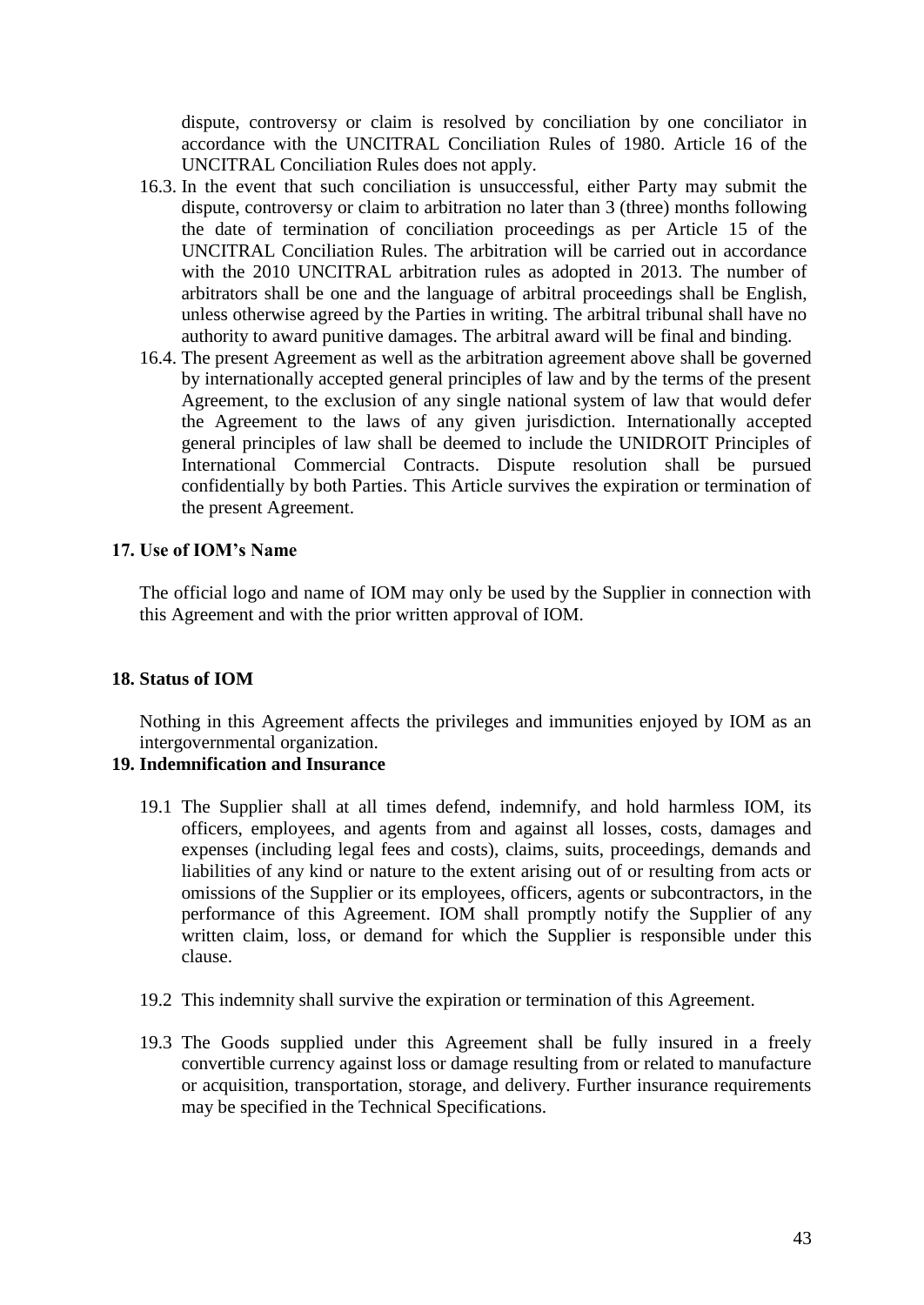dispute, controversy or claim is resolved by conciliation by one conciliator in accordance with the UNCITRAL Conciliation Rules of 1980. Article 16 of the UNCITRAL Conciliation Rules does not apply.

16.3. In the event that such conciliation is unsuccessful, either Party may submit the dispute, controversy or claim to arbitration no later than 3 (three) months following the date of termination of conciliation proceedings as per Article 15 of the UNCITRAL Conciliation Rules. The arbitration will be carried out in accordance with the 2010 UNCITRAL arbitration rules as adopted in 2013. The number of arbitrators shall be one and the language of arbitral proceedings shall be English, unless otherwise agreed by the Parties in writing. The arbitral tribunal shall have no authority to award punitive damages. The arbitral award will be final and binding.

16.4. The present Agreement as well as the arbitration agreement above shall be governed by internationally accepted general principles of law and by the terms of the present Agreement, to the exclusion of any single national system of law that would defer the Agreement to the laws of any given jurisdiction. Internationally accepted general principles of law shall be deemed to include the UNIDROIT Principles of International Commercial Contracts. Dispute resolution shall be pursued confidentially by both Parties. This Article survives the expiration or termination of the present Agreement.

**17. Use of IOM's Name**

The official logo and name of IOM may only be used by the Supplier in connection with this Agreement and with the prior written approval of IOM.

**18. Status of IOM**

Nothing in this Agreement affects the privileges and immunities enjoyed by IOM as an intergovernmental organization.

**19. Indemnification and Insurance**

19.1 The Supplier shall at all times defend, indemnify, and hold harmless IOM, its officers, employees, and agents from and against all losses, costs, damages and expenses (including legal fees and costs), claims, suits, proceedings, demands and liabilities of any kind or nature to the extent arising out of or resulting from acts or omissions of the Supplier or its employees, officers, agents or subcontractors, in the performance of this Agreement. IOM shall promptly notify the Supplier of any written claim, loss, or demand for which the Supplier is responsible under this clause.

19.2 This indemnity shall survive the expiration or termination of this Agreement.

19.3 The Goods supplied under this Agreement shall be fully insured in a freely convertible currency against loss or damage resulting from or related to manufacture or acquisition, transportation, storage, and delivery. Further insurance requirements may be specified in the Technical Specifications.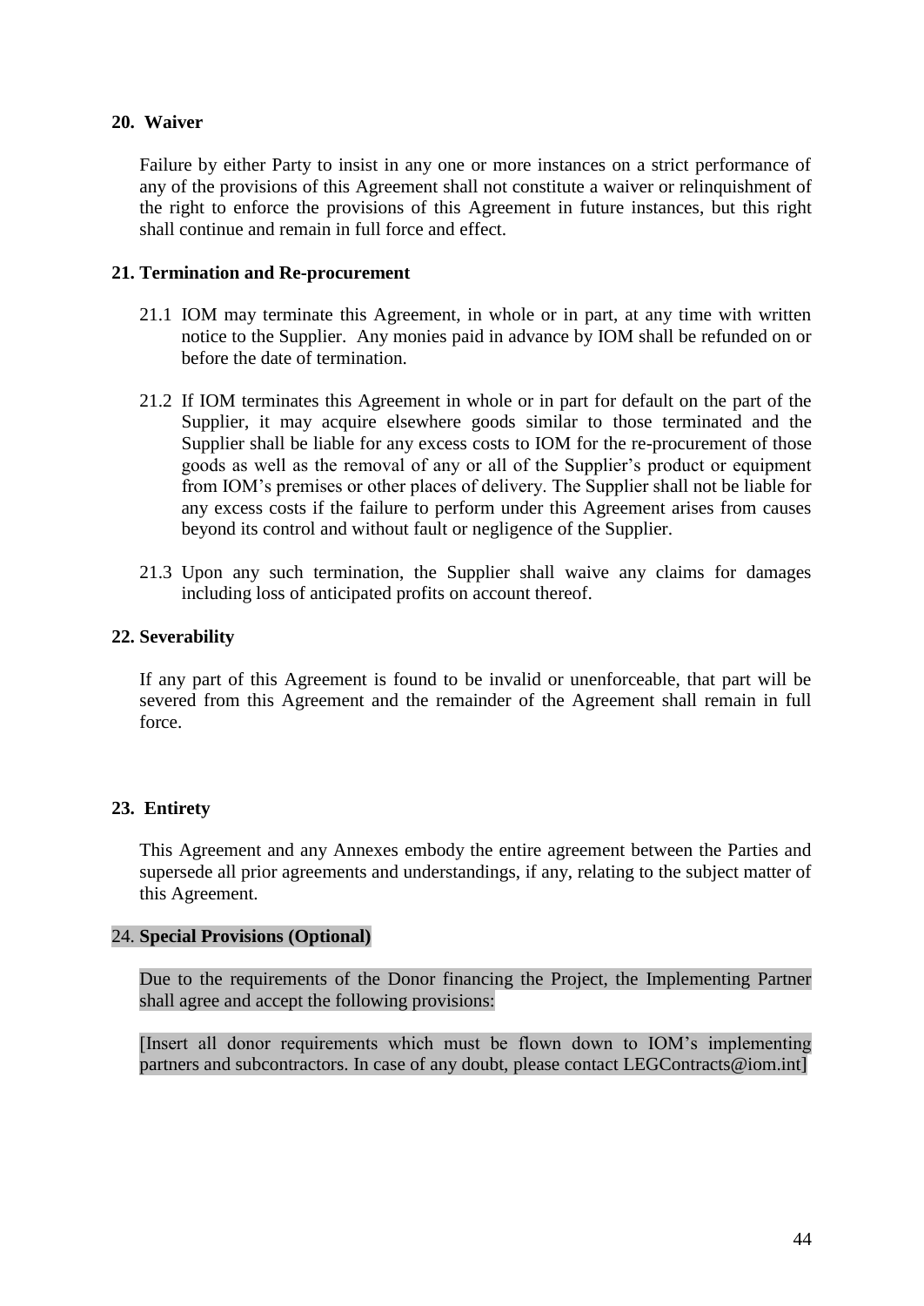**20. Waiver**

Failure by either Party to insist in any one or more instances on a strict performance of any of the provisions of this Agreement shall not constitute a waiver or relinquishment of the right to enforce the provisions of this Agreement in future instances, but this right shall continue and remain in full force and effect.

**21. Termination and Re-procurement**

21.1 IOM may terminate this Agreement, in whole or in part, at any time with written notice to the Supplier. Any monies paid in advance by IOM shall be refunded on or before the date of termination.

21.2 If IOM terminates this Agreement in whole or in part for default on the part of the Supplier, it may acquire elsewhere goods similar to those terminated and the Supplier shall be liable for any excess costs to IOM for the re-procurement of those goods as well as the removal of any or all of the Supplier's product or equipment from IOM's premises or other places of delivery. The Supplier shall not be liable for any excess costs if the failure to perform under this Agreement arises from causes beyond its control and without fault or negligence of the Supplier.

21.3 Upon any such termination, the Supplier shall waive any claims for damages including loss of anticipated profits on account thereof.

**22. Severability**

If any part of this Agreement is found to be invalid or unenforceable, that part will be severed from this Agreement and the remainder of the Agreement shall remain in full force.

**23. Entirety**

This Agreement and any Annexes embody the entire agreement between the Parties and supersede all prior agreements and understandings, if any, relating to the subject matter of this Agreement.

24. **Special Provisions (Optional)**

Due to the requirements of the Donor financing the Project, the Implementing Partner shall agree and accept the following provisions:

[Insert all donor requirements which must be flown down to IOM's implementing partners and subcontractors. In case of any doubt, please contact LEGContracts@iom.int]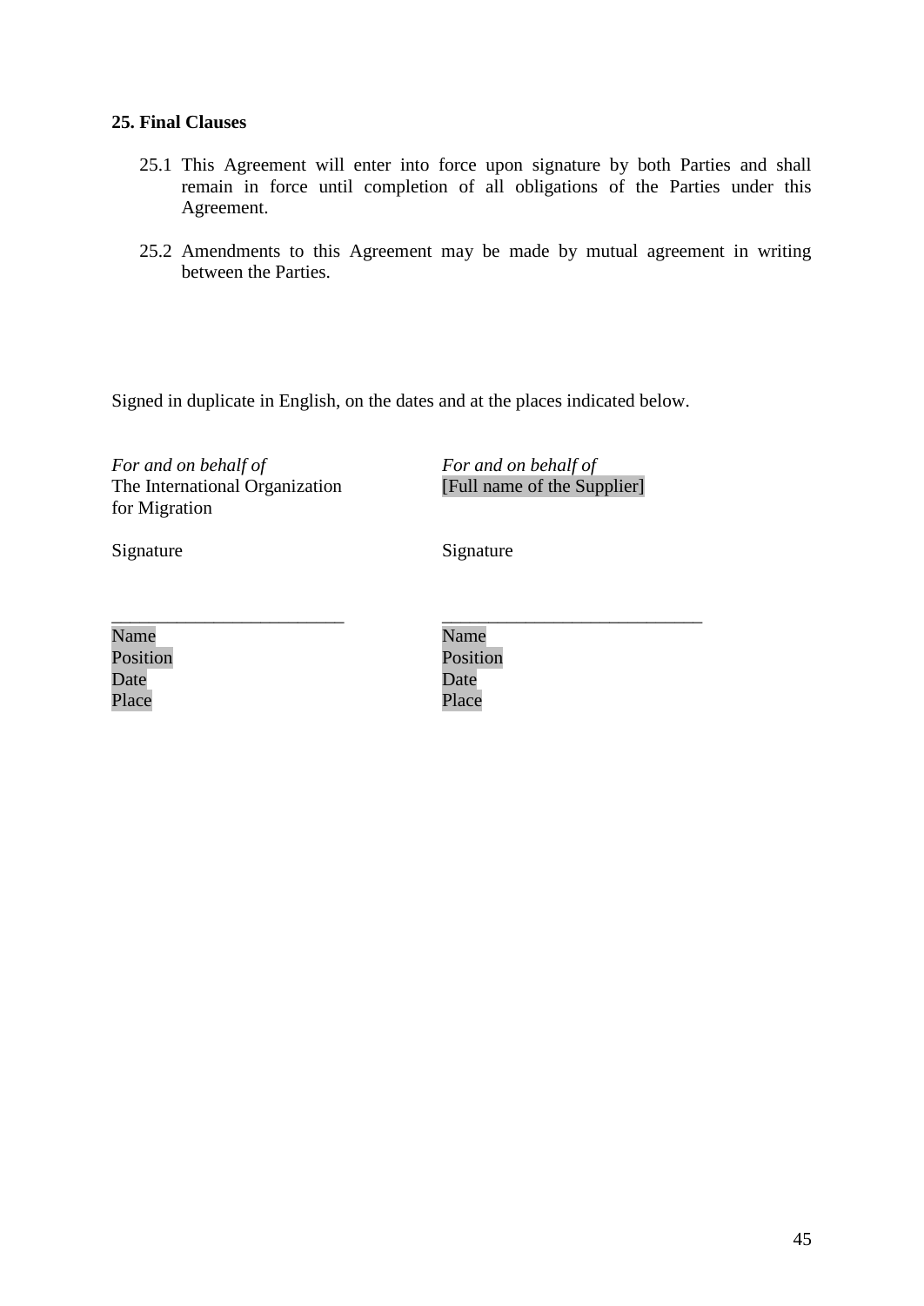## 25. Final Clauses

25.1 This Agreement will enter into force upon signature by both Parties and shall remain in force until completion of all obligations of the Parties under this Agreement.

25.2 Amendments to this Agreement may be made by mutual agreement in writing between the Parties.

Signed in duplicate in English, on the dates and at the places indicated below.

| *For and on behalf of* The International Organization for Migration | *For and on behalf of* [Full name of the Supplier] |
|---|---|
| Signature | Signature |
| _________________________ | ____________________________ |
| Name | Name |
| Position | Position |
| Date | Date |
| Place | Place |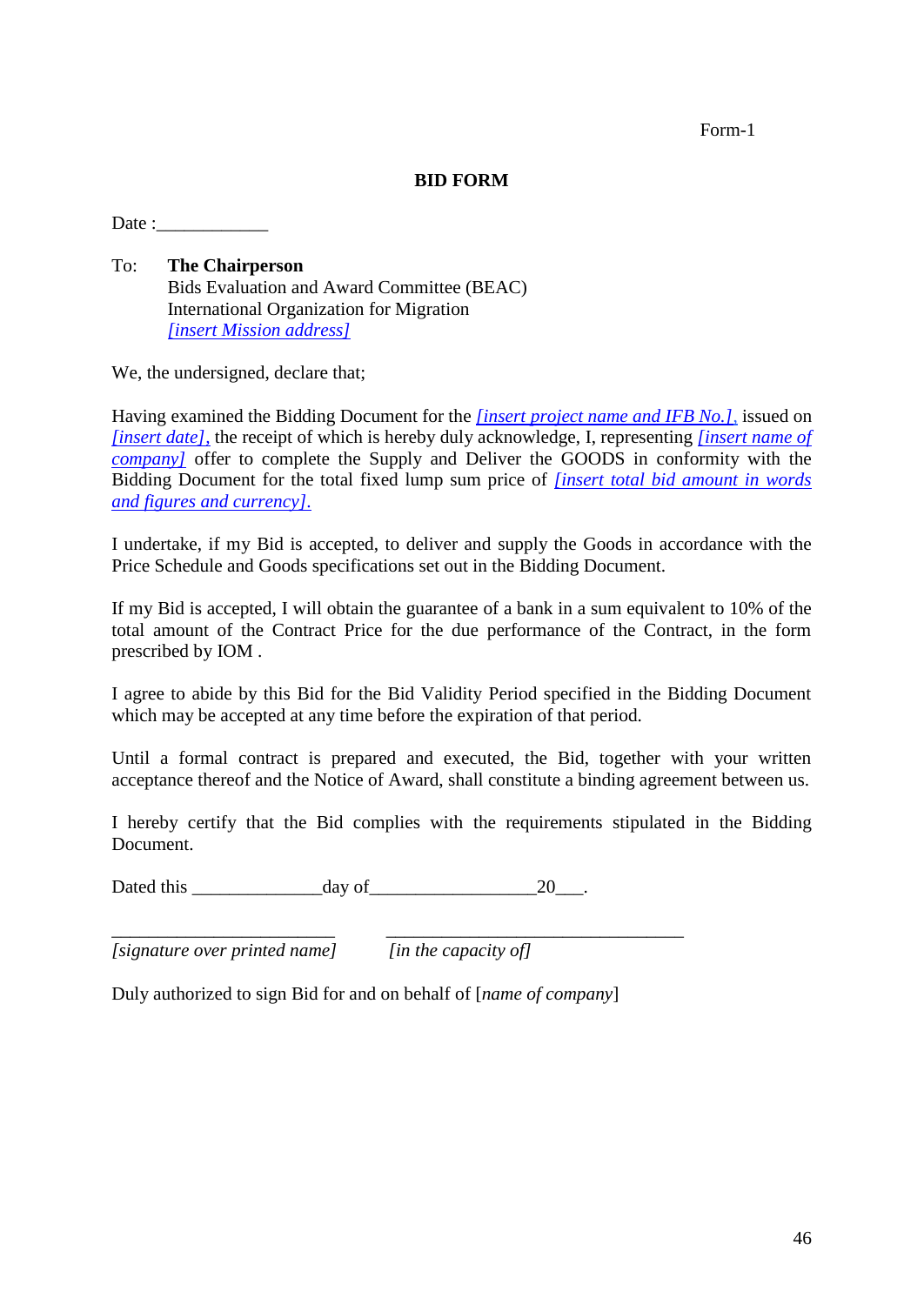Form-1

# BID FORM

Date :____________

To: **The Chairperson**
Bids Evaluation and Award Committee (BEAC)
International Organization for Migration
*[insert Mission address]*

We, the undersigned, declare that;

Having examined the Bidding Document for the *[insert project name and IFB No.]*, issued on *[insert date]*, the receipt of which is hereby duly acknowledge, I, representing *[insert name of company]* offer to complete the Supply and Deliver the GOODS in conformity with the Bidding Document for the total fixed lump sum price of *[insert total bid amount in words and figures and currency]*.

I undertake, if my Bid is accepted, to deliver and supply the Goods in accordance with the Price Schedule and Goods specifications set out in the Bidding Document.

If my Bid is accepted, I will obtain the guarantee of a bank in a sum equivalent to 10% of the total amount of the Contract Price for the due performance of the Contract, in the form prescribed by IOM .

I agree to abide by this Bid for the Bid Validity Period specified in the Bidding Document which may be accepted at any time before the expiration of that period.

Until a formal contract is prepared and executed, the Bid, together with your written acceptance thereof and the Notice of Award, shall constitute a binding agreement between us.

I hereby certify that the Bid complies with the requirements stipulated in the Bidding Document.

Dated this ______________day of__________________20___.

_________________________ _________________________________
*[signature over printed name]* *[in the capacity of]*

Duly authorized to sign Bid for and on behalf of [*name of company*]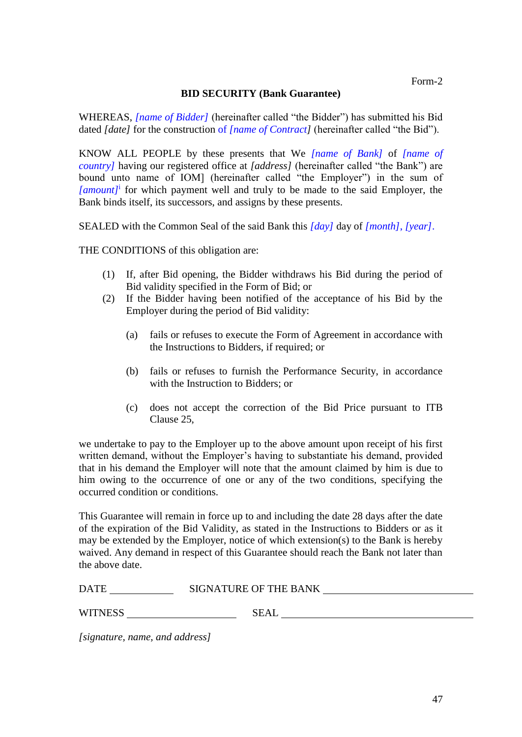Form-2

**BID SECURITY (Bank Guarantee)**

WHEREAS, *[name of Bidder]* (hereinafter called "the Bidder") has submitted his Bid dated *[date]* for the construction of *[name of Contract]* (hereinafter called "the Bid").

KNOW ALL PEOPLE by these presents that We *[name of Bank]* of *[name of country]* having our registered office at *[address]* (hereinafter called "the Bank") are bound unto name of IOM] (hereinafter called "the Employer") in the sum of *[amount]*[i] for which payment well and truly to be made to the said Employer, the Bank binds itself, its successors, and assigns by these presents.

SEALED with the Common Seal of the said Bank this *[day]* day of *[month]*, *[year]*.

THE CONDITIONS of this obligation are:

(1) If, after Bid opening, the Bidder withdraws his Bid during the period of Bid validity specified in the Form of Bid; or

(2) If the Bidder having been notified of the acceptance of his Bid by the Employer during the period of Bid validity:

   (a) fails or refuses to execute the Form of Agreement in accordance with the Instructions to Bidders, if required; or

   (b) fails or refuses to furnish the Performance Security, in accordance with the Instruction to Bidders; or

   (c) does not accept the correction of the Bid Price pursuant to ITB Clause 25,

we undertake to pay to the Employer up to the above amount upon receipt of his first written demand, without the Employer's having to substantiate his demand, provided that in his demand the Employer will note that the amount claimed by him is due to him owing to the occurrence of one or any of the two conditions, specifying the occurred condition or conditions.

This Guarantee will remain in force up to and including the date 28 days after the date of the expiration of the Bid Validity, as stated in the Instructions to Bidders or as it may be extended by the Employer, notice of which extension(s) to the Bank is hereby waived. Any demand in respect of this Guarantee should reach the Bank not later than the above date.

DATE ____________ SIGNATURE OF THE BANK ______________________________

WITNESS ____________________ SEAL ____________________________________

*[signature, name, and address]*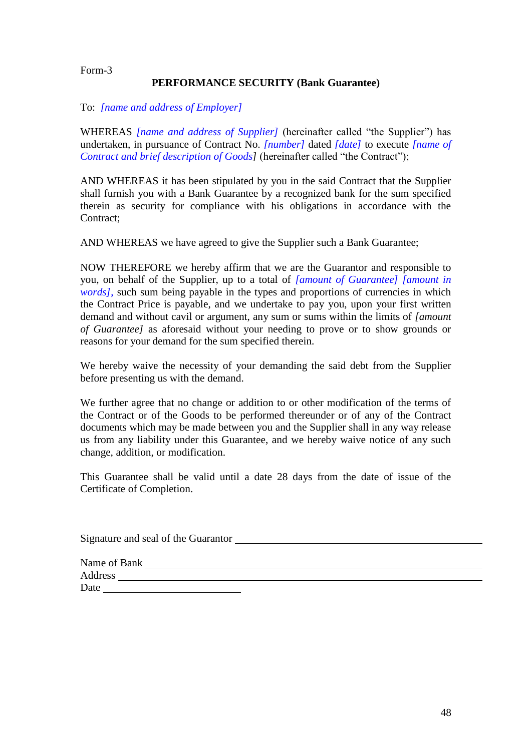Form-3

## PERFORMANCE SECURITY (Bank Guarantee)

To: *[name and address of Employer]*

WHEREAS *[name and address of Supplier]* (hereinafter called "the Supplier") has undertaken, in pursuance of Contract No. *[number]* dated *[date]* to execute *[name of Contract and brief description of Goods]* (hereinafter called "the Contract");

AND WHEREAS it has been stipulated by you in the said Contract that the Supplier shall furnish you with a Bank Guarantee by a recognized bank for the sum specified therein as security for compliance with his obligations in accordance with the Contract;

AND WHEREAS we have agreed to give the Supplier such a Bank Guarantee;

NOW THEREFORE we hereby affirm that we are the Guarantor and responsible to you, on behalf of the Supplier, up to a total of *[amount of Guarantee] [amount in words]*, such sum being payable in the types and proportions of currencies in which the Contract Price is payable, and we undertake to pay you, upon your first written demand and without cavil or argument, any sum or sums within the limits of *[amount of Guarantee]* as aforesaid without your needing to prove or to show grounds or reasons for your demand for the sum specified therein.

We hereby waive the necessity of your demanding the said debt from the Supplier before presenting us with the demand.

We further agree that no change or addition to or other modification of the terms of the Contract or of the Goods to be performed thereunder or of any of the Contract documents which may be made between you and the Supplier shall in any way release us from any liability under this Guarantee, and we hereby waive notice of any such change, addition, or modification.

This Guarantee shall be valid until a date 28 days from the date of issue of the Certificate of Completion.

Signature and seal of the Guarantor \_\_\_\_\_\_\_\_\_\_\_\_\_\_\_\_\_\_\_\_\_\_\_\_\_\_\_\_\_\_\_\_\_\_\_\_

Name of Bank \_\_\_\_\_\_\_\_\_\_\_\_\_\_\_\_\_\_\_\_\_\_\_\_\_\_\_\_\_\_\_\_\_\_\_\_\_\_\_\_\_\_\_\_\_\_
Address \_\_\_\_\_\_\_\_\_\_\_\_\_\_\_\_\_\_\_\_\_\_\_\_\_\_\_\_\_\_\_\_\_\_\_\_\_\_\_\_\_\_\_\_\_\_\_\_\_\_\_
Date \_\_\_\_\_\_\_\_\_\_\_\_\_\_\_\_\_\_\_\_\_\_\_\_\_\_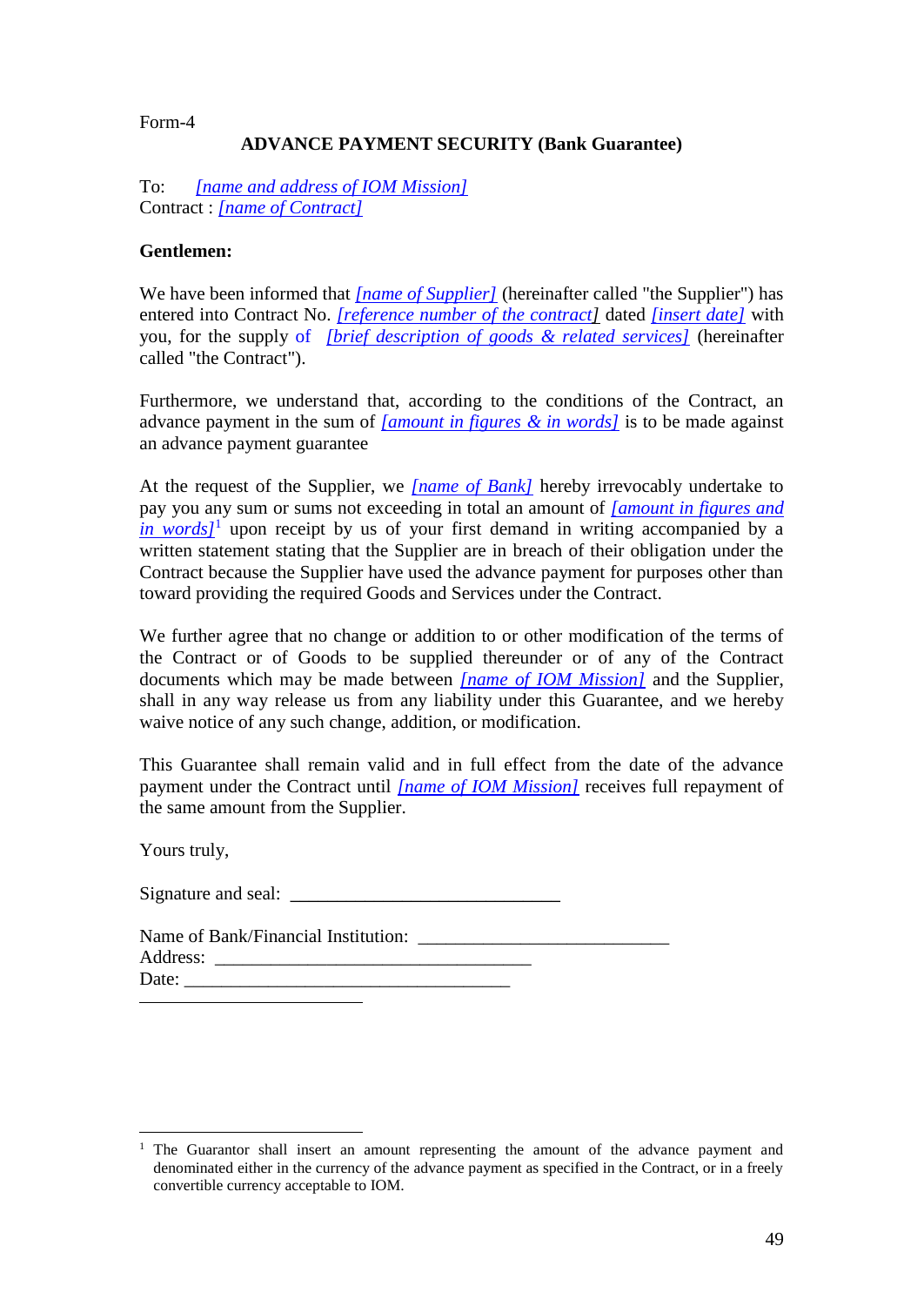Form-4

## ADVANCE PAYMENT SECURITY (Bank Guarantee)

To: *[name and address of IOM Mission]*
Contract : *[name of Contract]*

**Gentlemen:**

We have been informed that *[name of Supplier]* (hereinafter called "the Supplier") has entered into Contract No. *[reference number of the contract]* dated *[insert date]* with you, for the supply of *[brief description of goods & related services]* (hereinafter called "the Contract").

Furthermore, we understand that, according to the conditions of the Contract, an advance payment in the sum of *[amount in figures & in words]* is to be made against an advance payment guarantee

At the request of the Supplier, we *[name of Bank]* hereby irrevocably undertake to pay you any sum or sums not exceeding in total an amount of *[amount in figures and in words]*[1] upon receipt by us of your first demand in writing accompanied by a written statement stating that the Supplier are in breach of their obligation under the Contract because the Supplier have used the advance payment for purposes other than toward providing the required Goods and Services under the Contract.

We further agree that no change or addition to or other modification of the terms of the Contract or of Goods to be supplied thereunder or of any of the Contract documents which may be made between *[name of IOM Mission]* and the Supplier, shall in any way release us from any liability under this Guarantee, and we hereby waive notice of any such change, addition, or modification.

This Guarantee shall remain valid and in full effect from the date of the advance payment under the Contract until *[name of IOM Mission]* receives full repayment of the same amount from the Supplier.

Yours truly,

Signature and seal: _____________________________

Name of Bank/Financial Institution: ___________________________
Address: ___________________________________
Date: ___________________________________

---

[1] The Guarantor shall insert an amount representing the amount of the advance payment and denominated either in the currency of the advance payment as specified in the Contract, or in a freely convertible currency acceptable to IOM.